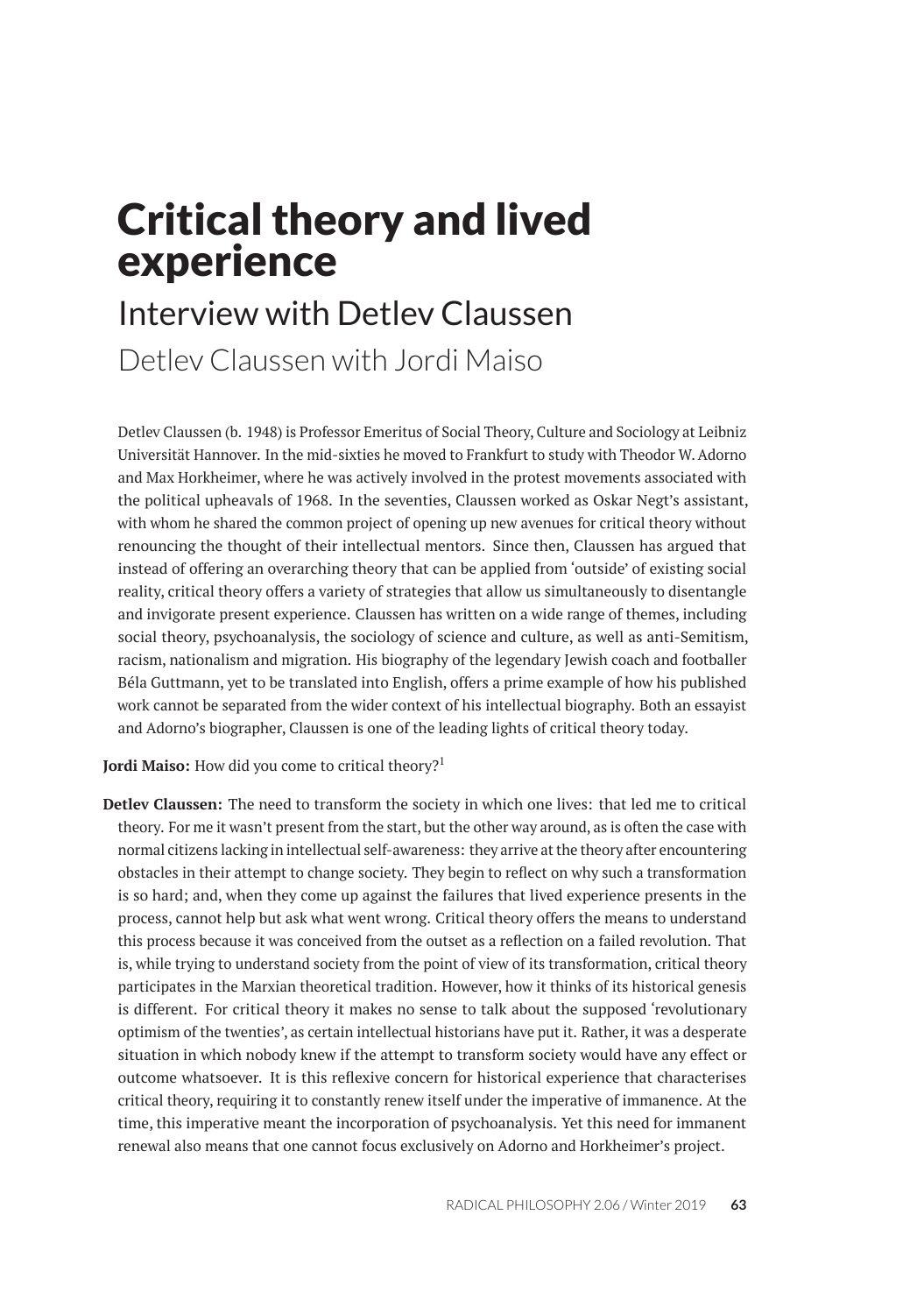# Critical theory and lived experience

## Interview with Detlev Claussen

### Detlev Claussen with Jordi Maiso

Detlev Claussen (b. 1948) is Professor Emeritus of Social Theory, Culture and Sociology at Leibniz Universität Hannover. In the mid-sixties he moved to Frankfurt to study with Theodor W. Adorno and Max Horkheimer, where he was actively involved in the protest movements associated with the political upheavals of 1968. In the seventies, Claussen worked as Oskar Negt's assistant, with whom he shared the common project of opening up new avenues for critical theory without renouncing the thought of their intellectual mentors. Since then, Claussen has argued that instead of offering an overarching theory that can be applied from 'outside' of existing social reality, critical theory offers a variety of strategies that allow us simultaneously to disentangle and invigorate present experience. Claussen has written on a wide range of themes, including social theory, psychoanalysis, the sociology of science and culture, as well as anti-Semitism, racism, nationalism and migration. His biography of the legendary Jewish coach and footballer Béla Guttmann, yet to be translated into English, offers a prime example of how his published work cannot be separated from the wider context of his intellectual biography. Both an essayist and Adorno's biographer, Claussen is one of the leading lights of critical theory today.

**Jordi Maiso:** How did you come to critical theory?[1]

**Detlev Claussen:** The need to transform the society in which one lives: that led me to critical theory. For me it wasn't present from the start, but the other way around, as is often the case with normal citizens lacking in intellectual self-awareness: they arrive at the theory after encountering obstacles in their attempt to change society. They begin to reflect on why such a transformation is so hard; and, when they come up against the failures that lived experience presents in the process, cannot help but ask what went wrong. Critical theory offers the means to understand this process because it was conceived from the outset as a reflection on a failed revolution. That is, while trying to understand society from the point of view of its transformation, critical theory participates in the Marxian theoretical tradition. However, how it thinks of its historical genesis is different. For critical theory it makes no sense to talk about the supposed 'revolutionary optimism of the twenties', as certain intellectual historians have put it. Rather, it was a desperate situation in which nobody knew if the attempt to transform society would have any effect or outcome whatsoever. It is this reflexive concern for historical experience that characterises critical theory, requiring it to constantly renew itself under the imperative of immanence. At the time, this imperative meant the incorporation of psychoanalysis. Yet this need for immanent renewal also means that one cannot focus exclusively on Adorno and Horkheimer's project.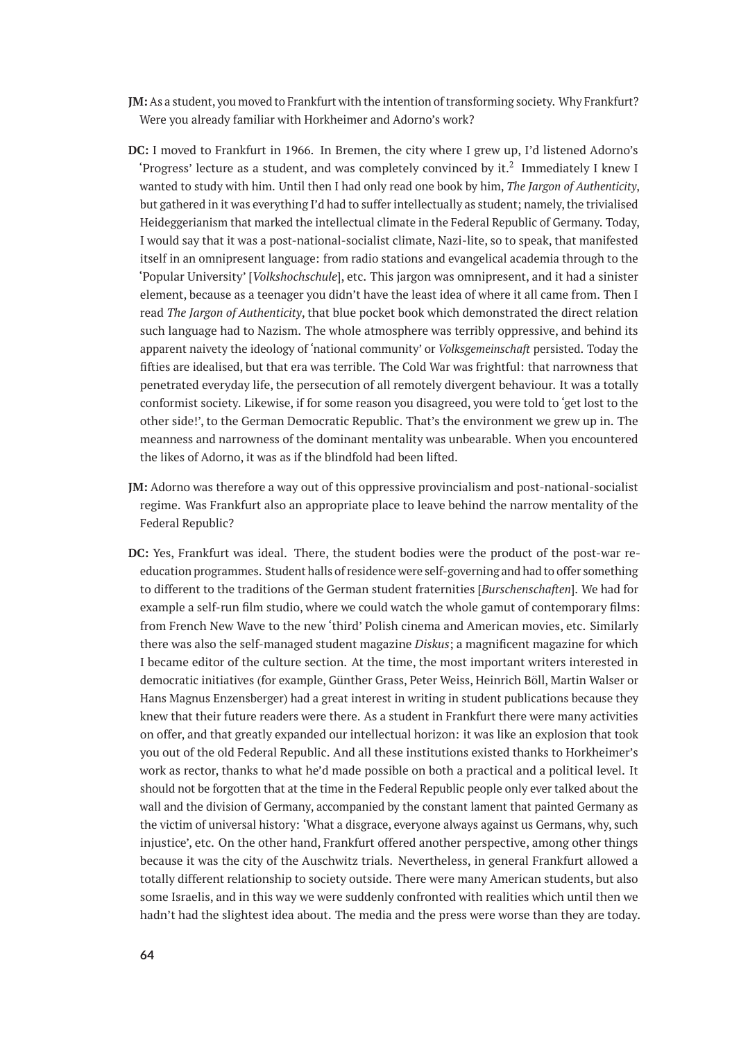**JM:** As a student, you moved to Frankfurt with the intention of transforming society. Why Frankfurt? Were you already familiar with Horkheimer and Adorno's work?

**DC:** I moved to Frankfurt in 1966. In Bremen, the city where I grew up, I'd listened Adorno's 'Progress' lecture as a student, and was completely convinced by it.[2] Immediately I knew I wanted to study with him. Until then I had only read one book by him, *The Jargon of Authenticity*, but gathered in it was everything I'd had to suffer intellectually as student; namely, the trivialised Heideggerianism that marked the intellectual climate in the Federal Republic of Germany. Today, I would say that it was a post-national-socialist climate, Nazi-lite, so to speak, that manifested itself in an omnipresent language: from radio stations and evangelical academia through to the 'Popular University' [*Volkshochschule*], etc. This jargon was omnipresent, and it had a sinister element, because as a teenager you didn't have the least idea of where it all came from. Then I read *The Jargon of Authenticity*, that blue pocket book which demonstrated the direct relation such language had to Nazism. The whole atmosphere was terribly oppressive, and behind its apparent naivety the ideology of 'national community' or *Volksgemeinschaft* persisted. Today the fifties are idealised, but that era was terrible. The Cold War was frightful: that narrowness that penetrated everyday life, the persecution of all remotely divergent behaviour. It was a totally conformist society. Likewise, if for some reason you disagreed, you were told to 'get lost to the other side!', to the German Democratic Republic. That's the environment we grew up in. The meanness and narrowness of the dominant mentality was unbearable. When you encountered the likes of Adorno, it was as if the blindfold had been lifted.

**JM:** Adorno was therefore a way out of this oppressive provincialism and post-national-socialist regime. Was Frankfurt also an appropriate place to leave behind the narrow mentality of the Federal Republic?

**DC:** Yes, Frankfurt was ideal. There, the student bodies were the product of the post-war re-education programmes. Student halls of residence were self-governing and had to offer something to different to the traditions of the German student fraternities [*Burschenschaften*]. We had for example a self-run film studio, where we could watch the whole gamut of contemporary films: from French New Wave to the new 'third' Polish cinema and American movies, etc. Similarly there was also the self-managed student magazine *Diskus*; a magnificent magazine for which I became editor of the culture section. At the time, the most important writers interested in democratic initiatives (for example, Günther Grass, Peter Weiss, Heinrich Böll, Martin Walser or Hans Magnus Enzensberger) had a great interest in writing in student publications because they knew that their future readers were there. As a student in Frankfurt there were many activities on offer, and that greatly expanded our intellectual horizon: it was like an explosion that took you out of the old Federal Republic. And all these institutions existed thanks to Horkheimer's work as rector, thanks to what he'd made possible on both a practical and a political level. It should not be forgotten that at the time in the Federal Republic people only ever talked about the wall and the division of Germany, accompanied by the constant lament that painted Germany as the victim of universal history: 'What a disgrace, everyone always against us Germans, why, such injustice', etc. On the other hand, Frankfurt offered another perspective, among other things because it was the city of the Auschwitz trials. Nevertheless, in general Frankfurt allowed a totally different relationship to society outside. There were many American students, but also some Israelis, and in this way we were suddenly confronted with realities which until then we hadn't had the slightest idea about. The media and the press were worse than they are today.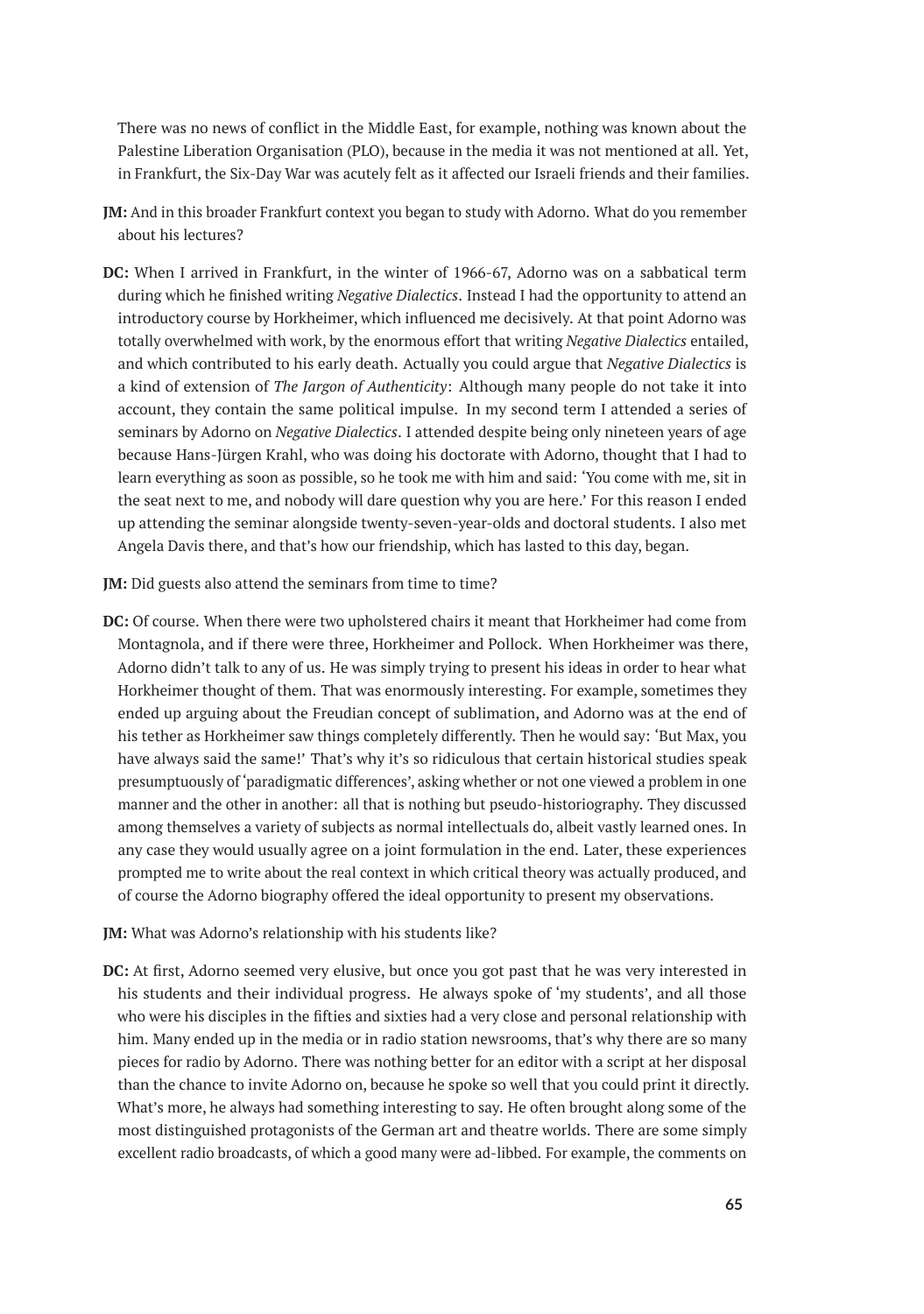There was no news of conflict in the Middle East, for example, nothing was known about the Palestine Liberation Organisation (PLO), because in the media it was not mentioned at all. Yet, in Frankfurt, the Six-Day War was acutely felt as it affected our Israeli friends and their families.

**JM:** And in this broader Frankfurt context you began to study with Adorno. What do you remember about his lectures?

**DC:** When I arrived in Frankfurt, in the winter of 1966-67, Adorno was on a sabbatical term during which he finished writing *Negative Dialectics*. Instead I had the opportunity to attend an introductory course by Horkheimer, which influenced me decisively. At that point Adorno was totally overwhelmed with work, by the enormous effort that writing *Negative Dialectics* entailed, and which contributed to his early death. Actually you could argue that *Negative Dialectics* is a kind of extension of *The Jargon of Authenticity*: Although many people do not take it into account, they contain the same political impulse. In my second term I attended a series of seminars by Adorno on *Negative Dialectics*. I attended despite being only nineteen years of age because Hans-Jürgen Krahl, who was doing his doctorate with Adorno, thought that I had to learn everything as soon as possible, so he took me with him and said: 'You come with me, sit in the seat next to me, and nobody will dare question why you are here.' For this reason I ended up attending the seminar alongside twenty-seven-year-olds and doctoral students. I also met Angela Davis there, and that's how our friendship, which has lasted to this day, began.

**JM:** Did guests also attend the seminars from time to time?

**DC:** Of course. When there were two upholstered chairs it meant that Horkheimer had come from Montagnola, and if there were three, Horkheimer and Pollock. When Horkheimer was there, Adorno didn't talk to any of us. He was simply trying to present his ideas in order to hear what Horkheimer thought of them. That was enormously interesting. For example, sometimes they ended up arguing about the Freudian concept of sublimation, and Adorno was at the end of his tether as Horkheimer saw things completely differently. Then he would say: 'But Max, you have always said the same!' That's why it's so ridiculous that certain historical studies speak presumptuously of 'paradigmatic differences', asking whether or not one viewed a problem in one manner and the other in another: all that is nothing but pseudo-historiography. They discussed among themselves a variety of subjects as normal intellectuals do, albeit vastly learned ones. In any case they would usually agree on a joint formulation in the end. Later, these experiences prompted me to write about the real context in which critical theory was actually produced, and of course the Adorno biography offered the ideal opportunity to present my observations.

**JM:** What was Adorno's relationship with his students like?

**DC:** At first, Adorno seemed very elusive, but once you got past that he was very interested in his students and their individual progress. He always spoke of 'my students', and all those who were his disciples in the fifties and sixties had a very close and personal relationship with him. Many ended up in the media or in radio station newsrooms, that's why there are so many pieces for radio by Adorno. There was nothing better for an editor with a script at her disposal than the chance to invite Adorno on, because he spoke so well that you could print it directly. What's more, he always had something interesting to say. He often brought along some of the most distinguished protagonists of the German art and theatre worlds. There are some simply excellent radio broadcasts, of which a good many were ad-libbed. For example, the comments on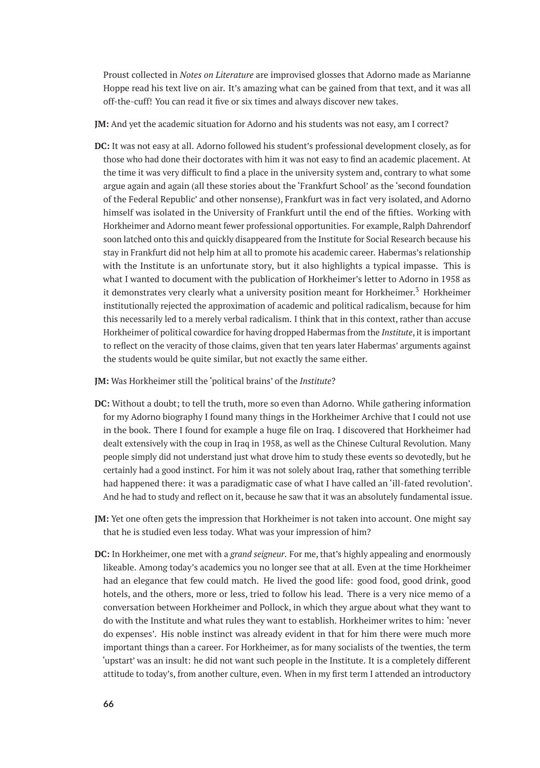Proust collected in *Notes on Literature* are improvised glosses that Adorno made as Marianne Hoppe read his text live on air. It's amazing what can be gained from that text, and it was all off-the-cuff! You can read it five or six times and always discover new takes.

**JM:** And yet the academic situation for Adorno and his students was not easy, am I correct?

**DC:** It was not easy at all. Adorno followed his student's professional development closely, as for those who had done their doctorates with him it was not easy to find an academic placement. At the time it was very difficult to find a place in the university system and, contrary to what some argue again and again (all these stories about the 'Frankfurt School' as the 'second foundation of the Federal Republic' and other nonsense), Frankfurt was in fact very isolated, and Adorno himself was isolated in the University of Frankfurt until the end of the fifties. Working with Horkheimer and Adorno meant fewer professional opportunities. For example, Ralph Dahrendorf soon latched onto this and quickly disappeared from the Institute for Social Research because his stay in Frankfurt did not help him at all to promote his academic career. Habermas's relationship with the Institute is an unfortunate story, but it also highlights a typical impasse. This is what I wanted to document with the publication of Horkheimer's letter to Adorno in 1958 as it demonstrates very clearly what a university position meant for Horkheimer.[3] Horkheimer institutionally rejected the approximation of academic and political radicalism, because for him this necessarily led to a merely verbal radicalism. I think that in this context, rather than accuse Horkheimer of political cowardice for having dropped Habermas from the *Institute*, it is important to reflect on the veracity of those claims, given that ten years later Habermas' arguments against the students would be quite similar, but not exactly the same either.

**JM:** Was Horkheimer still the 'political brains' of the *Institute*?

**DC:** Without a doubt; to tell the truth, more so even than Adorno. While gathering information for my Adorno biography I found many things in the Horkheimer Archive that I could not use in the book. There I found for example a huge file on Iraq. I discovered that Horkheimer had dealt extensively with the coup in Iraq in 1958, as well as the Chinese Cultural Revolution. Many people simply did not understand just what drove him to study these events so devotedly, but he certainly had a good instinct. For him it was not solely about Iraq, rather that something terrible had happened there: it was a paradigmatic case of what I have called an 'ill-fated revolution'. And he had to study and reflect on it, because he saw that it was an absolutely fundamental issue.

**JM:** Yet one often gets the impression that Horkheimer is not taken into account. One might say that he is studied even less today. What was your impression of him?

**DC:** In Horkheimer, one met with a *grand seigneur*. For me, that's highly appealing and enormously likeable. Among today's academics you no longer see that at all. Even at the time Horkheimer had an elegance that few could match. He lived the good life: good food, good drink, good hotels, and the others, more or less, tried to follow his lead. There is a very nice memo of a conversation between Horkheimer and Pollock, in which they argue about what they want to do with the Institute and what rules they want to establish. Horkheimer writes to him: 'never do expenses'. His noble instinct was already evident in that for him there were much more important things than a career. For Horkheimer, as for many socialists of the twenties, the term 'upstart' was an insult: he did not want such people in the Institute. It is a completely different attitude to today's, from another culture, even. When in my first term I attended an introductory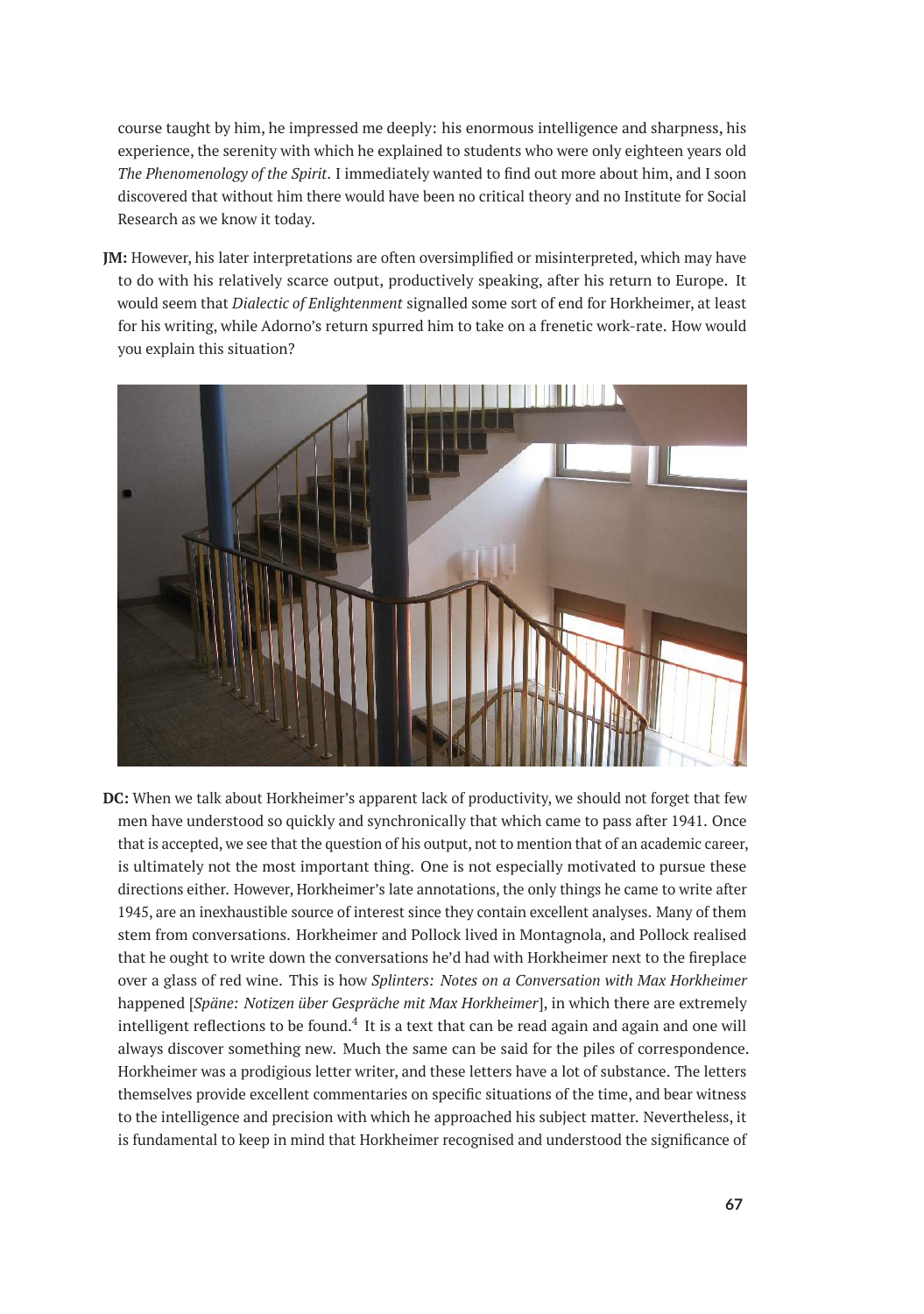course taught by him, he impressed me deeply: his enormous intelligence and sharpness, his experience, the serenity with which he explained to students who were only eighteen years old *The Phenomenology of the Spirit*. I immediately wanted to find out more about him, and I soon discovered that without him there would have been no critical theory and no Institute for Social Research as we know it today.

**JM:** However, his later interpretations are often oversimplified or misinterpreted, which may have to do with his relatively scarce output, productively speaking, after his return to Europe. It would seem that *Dialectic of Enlightenment* signalled some sort of end for Horkheimer, at least for his writing, while Adorno's return spurred him to take on a frenetic work-rate. How would you explain this situation?

**DC:** When we talk about Horkheimer's apparent lack of productivity, we should not forget that few men have understood so quickly and synchronically that which came to pass after 1941. Once that is accepted, we see that the question of his output, not to mention that of an academic career, is ultimately not the most important thing. One is not especially motivated to pursue these directions either. However, Horkheimer's late annotations, the only things he came to write after 1945, are an inexhaustible source of interest since they contain excellent analyses. Many of them stem from conversations. Horkheimer and Pollock lived in Montagnola, and Pollock realised that he ought to write down the conversations he'd had with Horkheimer next to the fireplace over a glass of red wine. This is how *Splinters: Notes on a Conversation with Max Horkheimer* happened [*Späne: Notizen über Gespräche mit Max Horkheimer*], in which there are extremely intelligent reflections to be found.[4] It is a text that can be read again and again and one will always discover something new. Much the same can be said for the piles of correspondence. Horkheimer was a prodigious letter writer, and these letters have a lot of substance. The letters themselves provide excellent commentaries on specific situations of the time, and bear witness to the intelligence and precision with which he approached his subject matter. Nevertheless, it is fundamental to keep in mind that Horkheimer recognised and understood the significance of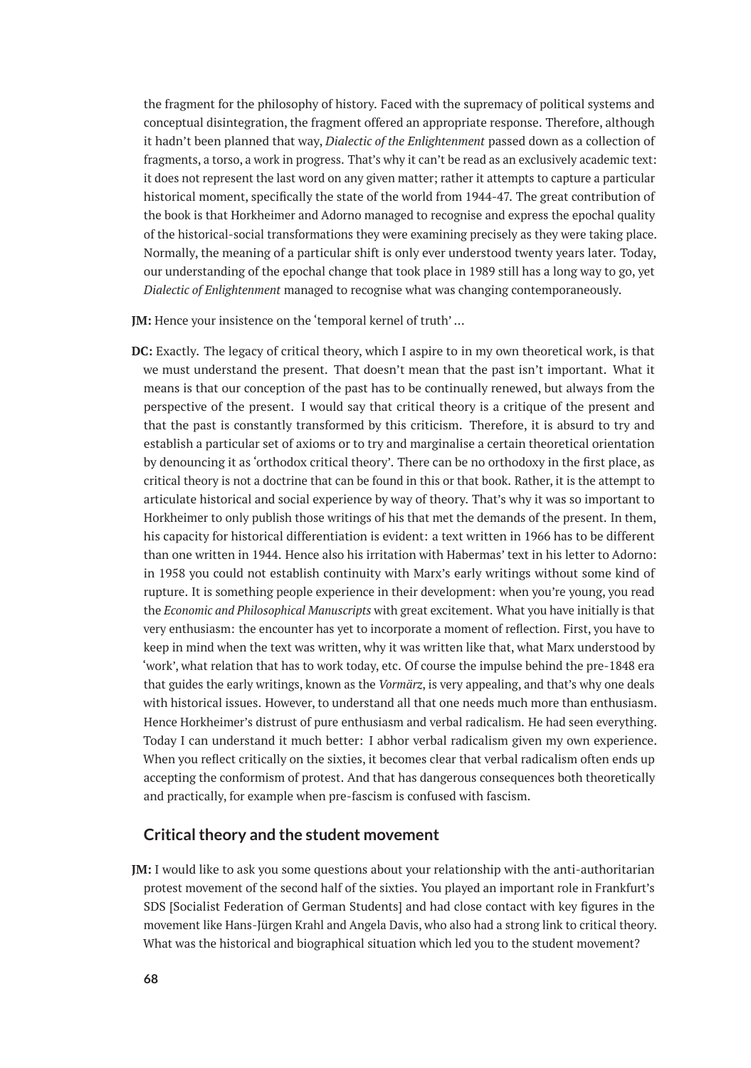the fragment for the philosophy of history. Faced with the supremacy of political systems and conceptual disintegration, the fragment offered an appropriate response. Therefore, although it hadn't been planned that way, *Dialectic of the Enlightenment* passed down as a collection of fragments, a torso, a work in progress. That's why it can't be read as an exclusively academic text: it does not represent the last word on any given matter; rather it attempts to capture a particular historical moment, specifically the state of the world from 1944-47. The great contribution of the book is that Horkheimer and Adorno managed to recognise and express the epochal quality of the historical-social transformations they were examining precisely as they were taking place. Normally, the meaning of a particular shift is only ever understood twenty years later. Today, our understanding of the epochal change that took place in 1989 still has a long way to go, yet *Dialectic of Enlightenment* managed to recognise what was changing contemporaneously.

**JM:** Hence your insistence on the 'temporal kernel of truth' …

**DC:** Exactly. The legacy of critical theory, which I aspire to in my own theoretical work, is that we must understand the present. That doesn't mean that the past isn't important. What it means is that our conception of the past has to be continually renewed, but always from the perspective of the present. I would say that critical theory is a critique of the present and that the past is constantly transformed by this criticism. Therefore, it is absurd to try and establish a particular set of axioms or to try and marginalise a certain theoretical orientation by denouncing it as 'orthodox critical theory'. There can be no orthodoxy in the first place, as critical theory is not a doctrine that can be found in this or that book. Rather, it is the attempt to articulate historical and social experience by way of theory. That's why it was so important to Horkheimer to only publish those writings of his that met the demands of the present. In them, his capacity for historical differentiation is evident: a text written in 1966 has to be different than one written in 1944. Hence also his irritation with Habermas' text in his letter to Adorno: in 1958 you could not establish continuity with Marx's early writings without some kind of rupture. It is something people experience in their development: when you're young, you read the *Economic and Philosophical Manuscripts* with great excitement. What you have initially is that very enthusiasm: the encounter has yet to incorporate a moment of reflection. First, you have to keep in mind when the text was written, why it was written like that, what Marx understood by 'work', what relation that has to work today, etc. Of course the impulse behind the pre-1848 era that guides the early writings, known as the *Vormärz*, is very appealing, and that's why one deals with historical issues. However, to understand all that one needs much more than enthusiasm. Hence Horkheimer's distrust of pure enthusiasm and verbal radicalism. He had seen everything. Today I can understand it much better: I abhor verbal radicalism given my own experience. When you reflect critically on the sixties, it becomes clear that verbal radicalism often ends up accepting the conformism of protest. And that has dangerous consequences both theoretically and practically, for example when pre-fascism is confused with fascism.

## Critical theory and the student movement

**JM:** I would like to ask you some questions about your relationship with the anti-authoritarian protest movement of the second half of the sixties. You played an important role in Frankfurt's SDS [Socialist Federation of German Students] and had close contact with key figures in the movement like Hans-Jürgen Krahl and Angela Davis, who also had a strong link to critical theory. What was the historical and biographical situation which led you to the student movement?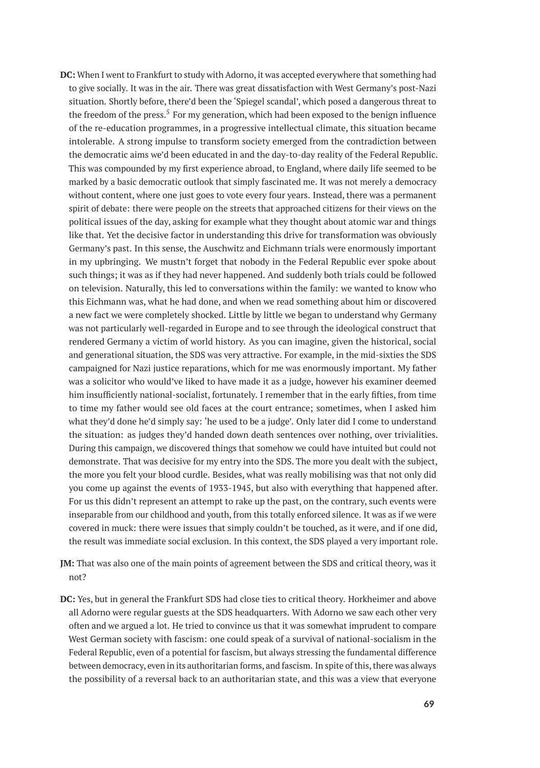**DC:** When I went to Frankfurt to study with Adorno, it was accepted everywhere that something had to give socially. It was in the air. There was great dissatisfaction with West Germany's post-Nazi situation. Shortly before, there'd been the 'Spiegel scandal', which posed a dangerous threat to the freedom of the press.[5] For my generation, which had been exposed to the benign influence of the re-education programmes, in a progressive intellectual climate, this situation became intolerable. A strong impulse to transform society emerged from the contradiction between the democratic aims we'd been educated in and the day-to-day reality of the Federal Republic. This was compounded by my first experience abroad, to England, where daily life seemed to be marked by a basic democratic outlook that simply fascinated me. It was not merely a democracy without content, where one just goes to vote every four years. Instead, there was a permanent spirit of debate: there were people on the streets that approached citizens for their views on the political issues of the day, asking for example what they thought about atomic war and things like that. Yet the decisive factor in understanding this drive for transformation was obviously Germany's past. In this sense, the Auschwitz and Eichmann trials were enormously important in my upbringing. We mustn't forget that nobody in the Federal Republic ever spoke about such things; it was as if they had never happened. And suddenly both trials could be followed on television. Naturally, this led to conversations within the family: we wanted to know who this Eichmann was, what he had done, and when we read something about him or discovered a new fact we were completely shocked. Little by little we began to understand why Germany was not particularly well-regarded in Europe and to see through the ideological construct that rendered Germany a victim of world history. As you can imagine, given the historical, social and generational situation, the SDS was very attractive. For example, in the mid-sixties the SDS campaigned for Nazi justice reparations, which for me was enormously important. My father was a solicitor who would've liked to have made it as a judge, however his examiner deemed him insufficiently national-socialist, fortunately. I remember that in the early fifties, from time to time my father would see old faces at the court entrance; sometimes, when I asked him what they'd done he'd simply say: 'he used to be a judge'. Only later did I come to understand the situation: as judges they'd handed down death sentences over nothing, over trivialities. During this campaign, we discovered things that somehow we could have intuited but could not demonstrate. That was decisive for my entry into the SDS. The more you dealt with the subject, the more you felt your blood curdle. Besides, what was really mobilising was that not only did you come up against the events of 1933-1945, but also with everything that happened after. For us this didn't represent an attempt to rake up the past, on the contrary, such events were inseparable from our childhood and youth, from this totally enforced silence. It was as if we were covered in muck: there were issues that simply couldn't be touched, as it were, and if one did, the result was immediate social exclusion. In this context, the SDS played a very important role.

**JM:** That was also one of the main points of agreement between the SDS and critical theory, was it not?

**DC:** Yes, but in general the Frankfurt SDS had close ties to critical theory. Horkheimer and above all Adorno were regular guests at the SDS headquarters. With Adorno we saw each other very often and we argued a lot. He tried to convince us that it was somewhat imprudent to compare West German society with fascism: one could speak of a survival of national-socialism in the Federal Republic, even of a potential for fascism, but always stressing the fundamental difference between democracy, even in its authoritarian forms, and fascism. In spite of this, there was always the possibility of a reversal back to an authoritarian state, and this was a view that everyone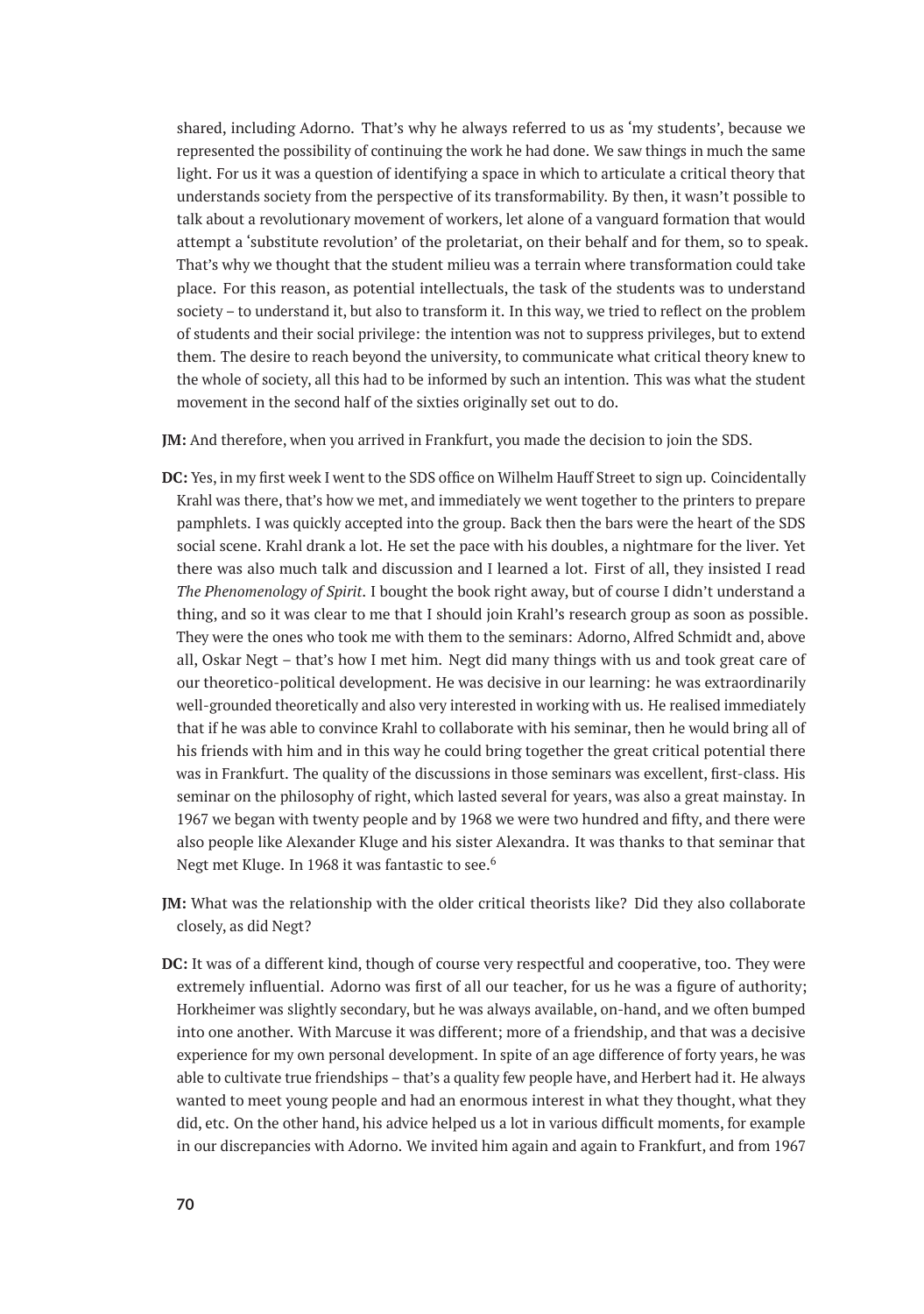shared, including Adorno. That's why he always referred to us as 'my students', because we represented the possibility of continuing the work he had done. We saw things in much the same light. For us it was a question of identifying a space in which to articulate a critical theory that understands society from the perspective of its transformability. By then, it wasn't possible to talk about a revolutionary movement of workers, let alone of a vanguard formation that would attempt a 'substitute revolution' of the proletariat, on their behalf and for them, so to speak. That's why we thought that the student milieu was a terrain where transformation could take place. For this reason, as potential intellectuals, the task of the students was to understand society – to understand it, but also to transform it. In this way, we tried to reflect on the problem of students and their social privilege: the intention was not to suppress privileges, but to extend them. The desire to reach beyond the university, to communicate what critical theory knew to the whole of society, all this had to be informed by such an intention. This was what the student movement in the second half of the sixties originally set out to do.

**JM:** And therefore, when you arrived in Frankfurt, you made the decision to join the SDS.

**DC:** Yes, in my first week I went to the SDS office on Wilhelm Hauff Street to sign up. Coincidentally Krahl was there, that's how we met, and immediately we went together to the printers to prepare pamphlets. I was quickly accepted into the group. Back then the bars were the heart of the SDS social scene. Krahl drank a lot. He set the pace with his doubles, a nightmare for the liver. Yet there was also much talk and discussion and I learned a lot. First of all, they insisted I read *The Phenomenology of Spirit*. I bought the book right away, but of course I didn't understand a thing, and so it was clear to me that I should join Krahl's research group as soon as possible. They were the ones who took me with them to the seminars: Adorno, Alfred Schmidt and, above all, Oskar Negt – that's how I met him. Negt did many things with us and took great care of our theoretico-political development. He was decisive in our learning: he was extraordinarily well-grounded theoretically and also very interested in working with us. He realised immediately that if he was able to convince Krahl to collaborate with his seminar, then he would bring all of his friends with him and in this way he could bring together the great critical potential there was in Frankfurt. The quality of the discussions in those seminars was excellent, first-class. His seminar on the philosophy of right, which lasted several for years, was also a great mainstay. In 1967 we began with twenty people and by 1968 we were two hundred and fifty, and there were also people like Alexander Kluge and his sister Alexandra. It was thanks to that seminar that Negt met Kluge. In 1968 it was fantastic to see.[6]

**JM:** What was the relationship with the older critical theorists like? Did they also collaborate closely, as did Negt?

**DC:** It was of a different kind, though of course very respectful and cooperative, too. They were extremely influential. Adorno was first of all our teacher, for us he was a figure of authority; Horkheimer was slightly secondary, but he was always available, on-hand, and we often bumped into one another. With Marcuse it was different; more of a friendship, and that was a decisive experience for my own personal development. In spite of an age difference of forty years, he was able to cultivate true friendships – that's a quality few people have, and Herbert had it. He always wanted to meet young people and had an enormous interest in what they thought, what they did, etc. On the other hand, his advice helped us a lot in various difficult moments, for example in our discrepancies with Adorno. We invited him again and again to Frankfurt, and from 1967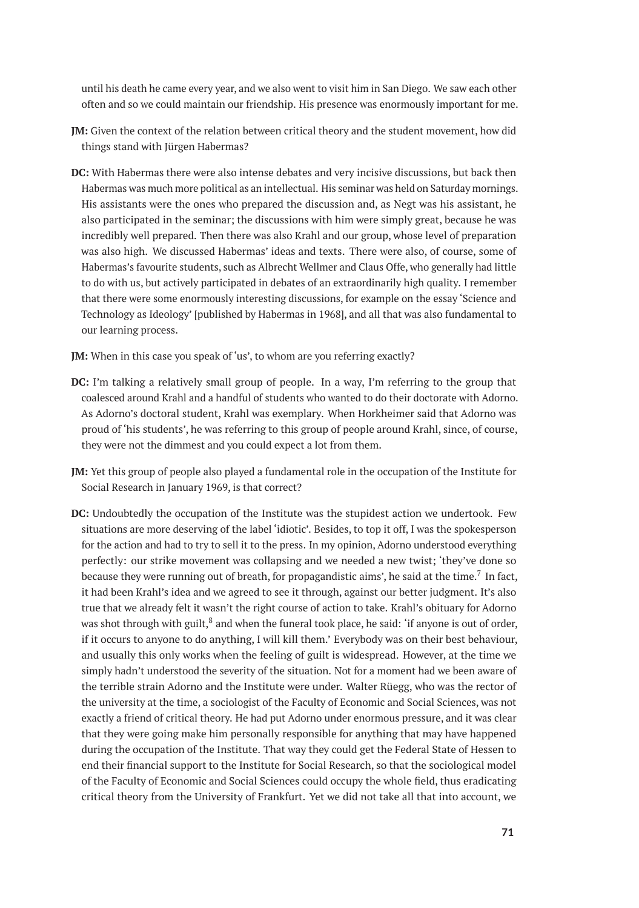until his death he came every year, and we also went to visit him in San Diego. We saw each other often and so we could maintain our friendship. His presence was enormously important for me.

**JM:** Given the context of the relation between critical theory and the student movement, how did things stand with Jürgen Habermas?

**DC:** With Habermas there were also intense debates and very incisive discussions, but back then Habermas was much more political as an intellectual. His seminar was held on Saturday mornings. His assistants were the ones who prepared the discussion and, as Negt was his assistant, he also participated in the seminar; the discussions with him were simply great, because he was incredibly well prepared. Then there was also Krahl and our group, whose level of preparation was also high. We discussed Habermas' ideas and texts. There were also, of course, some of Habermas's favourite students, such as Albrecht Wellmer and Claus Offe, who generally had little to do with us, but actively participated in debates of an extraordinarily high quality. I remember that there were some enormously interesting discussions, for example on the essay 'Science and Technology as Ideology' [published by Habermas in 1968], and all that was also fundamental to our learning process.

**JM:** When in this case you speak of 'us', to whom are you referring exactly?

**DC:** I'm talking a relatively small group of people. In a way, I'm referring to the group that coalesced around Krahl and a handful of students who wanted to do their doctorate with Adorno. As Adorno's doctoral student, Krahl was exemplary. When Horkheimer said that Adorno was proud of 'his students', he was referring to this group of people around Krahl, since, of course, they were not the dimmest and you could expect a lot from them.

**JM:** Yet this group of people also played a fundamental role in the occupation of the Institute for Social Research in January 1969, is that correct?

**DC:** Undoubtedly the occupation of the Institute was the stupidest action we undertook. Few situations are more deserving of the label 'idiotic'. Besides, to top it off, I was the spokesperson for the action and had to try to sell it to the press. In my opinion, Adorno understood everything perfectly: our strike movement was collapsing and we needed a new twist; 'they've done so because they were running out of breath, for propagandistic aims', he said at the time.[7] In fact, it had been Krahl's idea and we agreed to see it through, against our better judgment. It's also true that we already felt it wasn't the right course of action to take. Krahl's obituary for Adorno was shot through with guilt,[8] and when the funeral took place, he said: 'if anyone is out of order, if it occurs to anyone to do anything, I will kill them.' Everybody was on their best behaviour, and usually this only works when the feeling of guilt is widespread. However, at the time we simply hadn't understood the severity of the situation. Not for a moment had we been aware of the terrible strain Adorno and the Institute were under. Walter Rüegg, who was the rector of the university at the time, a sociologist of the Faculty of Economic and Social Sciences, was not exactly a friend of critical theory. He had put Adorno under enormous pressure, and it was clear that they were going make him personally responsible for anything that may have happened during the occupation of the Institute. That way they could get the Federal State of Hessen to end their financial support to the Institute for Social Research, so that the sociological model of the Faculty of Economic and Social Sciences could occupy the whole field, thus eradicating critical theory from the University of Frankfurt. Yet we did not take all that into account, we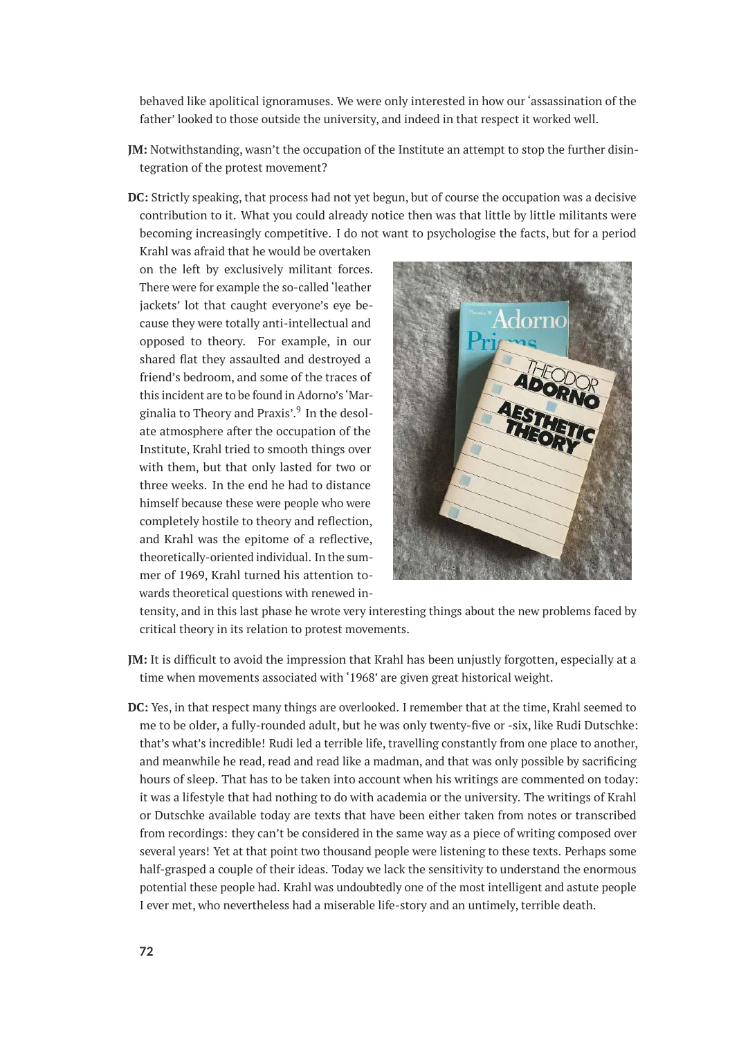behaved like apolitical ignoramuses. We were only interested in how our 'assassination of the father' looked to those outside the university, and indeed in that respect it worked well.

**JM:** Notwithstanding, wasn't the occupation of the Institute an attempt to stop the further disintegration of the protest movement?

**DC:** Strictly speaking, that process had not yet begun, but of course the occupation was a decisive contribution to it. What you could already notice then was that little by little militants were becoming increasingly competitive. I do not want to psychologise the facts, but for a period Krahl was afraid that he would be overtaken on the left by exclusively militant forces. There were for example the so-called 'leather jackets' lot that caught everyone's eye because they were totally anti-intellectual and opposed to theory. For example, in our shared flat they assaulted and destroyed a friend's bedroom, and some of the traces of this incident are to be found in Adorno's 'Marginalia to Theory and Praxis'.[9] In the desolate atmosphere after the occupation of the Institute, Krahl tried to smooth things over with them, but that only lasted for two or three weeks. In the end he had to distance himself because these were people who were completely hostile to theory and reflection, and Krahl was the epitome of a reflective, theoretically-oriented individual. In the summer of 1969, Krahl turned his attention towards theoretical questions with renewed intensity, and in this last phase he wrote very interesting things about the new problems faced by critical theory in its relation to protest movements.

**JM:** It is difficult to avoid the impression that Krahl has been unjustly forgotten, especially at a time when movements associated with '1968' are given great historical weight.

**DC:** Yes, in that respect many things are overlooked. I remember that at the time, Krahl seemed to me to be older, a fully-rounded adult, but he was only twenty-five or -six, like Rudi Dutschke: that's what's incredible! Rudi led a terrible life, travelling constantly from one place to another, and meanwhile he read, read and read like a madman, and that was only possible by sacrificing hours of sleep. That has to be taken into account when his writings are commented on today: it was a lifestyle that had nothing to do with academia or the university. The writings of Krahl or Dutschke available today are texts that have been either taken from notes or transcribed from recordings: they can't be considered in the same way as a piece of writing composed over several years! Yet at that point two thousand people were listening to these texts. Perhaps some half-grasped a couple of their ideas. Today we lack the sensitivity to understand the enormous potential these people had. Krahl was undoubtedly one of the most intelligent and astute people I ever met, who nevertheless had a miserable life-story and an untimely, terrible death.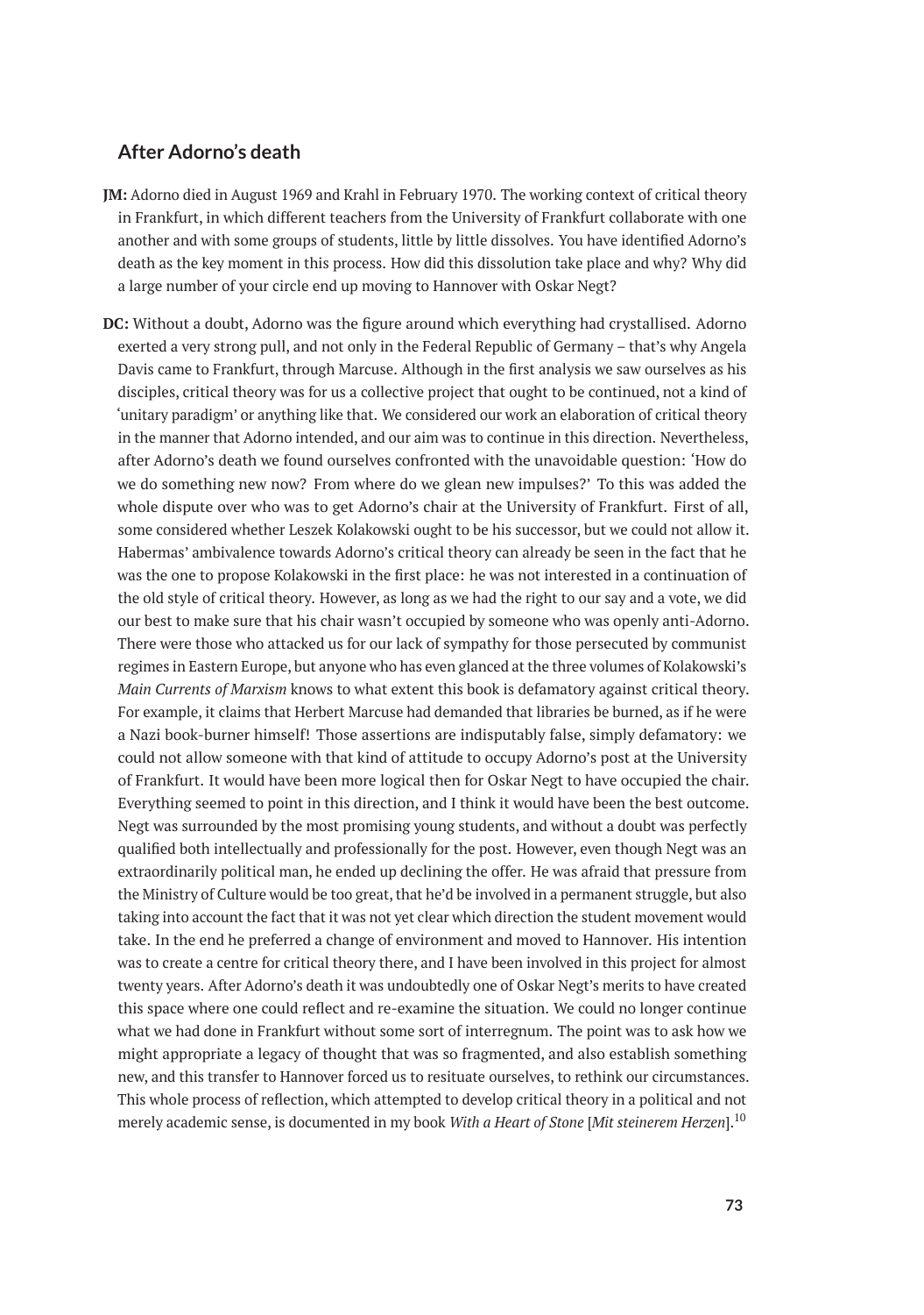## After Adorno's death

**JM:** Adorno died in August 1969 and Krahl in February 1970. The working context of critical theory in Frankfurt, in which different teachers from the University of Frankfurt collaborate with one another and with some groups of students, little by little dissolves. You have identified Adorno's death as the key moment in this process. How did this dissolution take place and why? Why did a large number of your circle end up moving to Hannover with Oskar Negt?

**DC:** Without a doubt, Adorno was the figure around which everything had crystallised. Adorno exerted a very strong pull, and not only in the Federal Republic of Germany – that's why Angela Davis came to Frankfurt, through Marcuse. Although in the first analysis we saw ourselves as his disciples, critical theory was for us a collective project that ought to be continued, not a kind of 'unitary paradigm' or anything like that. We considered our work an elaboration of critical theory in the manner that Adorno intended, and our aim was to continue in this direction. Nevertheless, after Adorno's death we found ourselves confronted with the unavoidable question: 'How do we do something new now? From where do we glean new impulses?' To this was added the whole dispute over who was to get Adorno's chair at the University of Frankfurt. First of all, some considered whether Leszek Kolakowski ought to be his successor, but we could not allow it. Habermas' ambivalence towards Adorno's critical theory can already be seen in the fact that he was the one to propose Kolakowski in the first place: he was not interested in a continuation of the old style of critical theory. However, as long as we had the right to our say and a vote, we did our best to make sure that his chair wasn't occupied by someone who was openly anti-Adorno. There were those who attacked us for our lack of sympathy for those persecuted by communist regimes in Eastern Europe, but anyone who has even glanced at the three volumes of Kolakowski's *Main Currents of Marxism* knows to what extent this book is defamatory against critical theory. For example, it claims that Herbert Marcuse had demanded that libraries be burned, as if he were a Nazi book-burner himself! Those assertions are indisputably false, simply defamatory: we could not allow someone with that kind of attitude to occupy Adorno's post at the University of Frankfurt. It would have been more logical then for Oskar Negt to have occupied the chair. Everything seemed to point in this direction, and I think it would have been the best outcome. Negt was surrounded by the most promising young students, and without a doubt was perfectly qualified both intellectually and professionally for the post. However, even though Negt was an extraordinarily political man, he ended up declining the offer. He was afraid that pressure from the Ministry of Culture would be too great, that he'd be involved in a permanent struggle, but also taking into account the fact that it was not yet clear which direction the student movement would take. In the end he preferred a change of environment and moved to Hannover. His intention was to create a centre for critical theory there, and I have been involved in this project for almost twenty years. After Adorno's death it was undoubtedly one of Oskar Negt's merits to have created this space where one could reflect and re-examine the situation. We could no longer continue what we had done in Frankfurt without some sort of interregnum. The point was to ask how we might appropriate a legacy of thought that was so fragmented, and also establish something new, and this transfer to Hannover forced us to resituate ourselves, to rethink our circumstances. This whole process of reflection, which attempted to develop critical theory in a political and not merely academic sense, is documented in my book *With a Heart of Stone* [*Mit steinerem Herzen*].[10]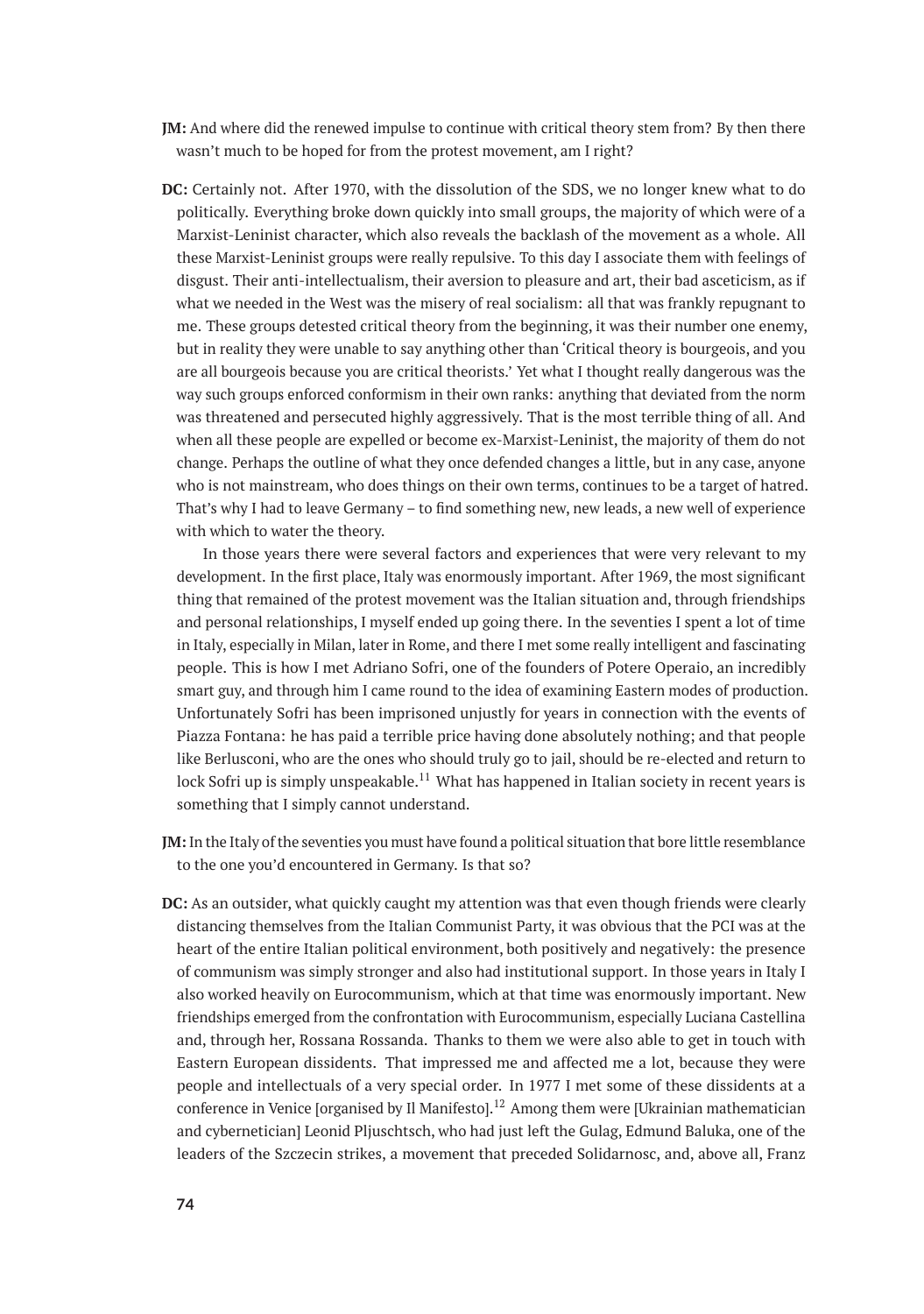**JM:** And where did the renewed impulse to continue with critical theory stem from? By then there wasn't much to be hoped for from the protest movement, am I right?

**DC:** Certainly not. After 1970, with the dissolution of the SDS, we no longer knew what to do politically. Everything broke down quickly into small groups, the majority of which were of a Marxist-Leninist character, which also reveals the backlash of the movement as a whole. All these Marxist-Leninist groups were really repulsive. To this day I associate them with feelings of disgust. Their anti-intellectualism, their aversion to pleasure and art, their bad asceticism, as if what we needed in the West was the misery of real socialism: all that was frankly repugnant to me. These groups detested critical theory from the beginning, it was their number one enemy, but in reality they were unable to say anything other than 'Critical theory is bourgeois, and you are all bourgeois because you are critical theorists.' Yet what I thought really dangerous was the way such groups enforced conformism in their own ranks: anything that deviated from the norm was threatened and persecuted highly aggressively. That is the most terrible thing of all. And when all these people are expelled or become ex-Marxist-Leninist, the majority of them do not change. Perhaps the outline of what they once defended changes a little, but in any case, anyone who is not mainstream, who does things on their own terms, continues to be a target of hatred. That's why I had to leave Germany – to find something new, new leads, a new well of experience with which to water the theory.

In those years there were several factors and experiences that were very relevant to my development. In the first place, Italy was enormously important. After 1969, the most significant thing that remained of the protest movement was the Italian situation and, through friendships and personal relationships, I myself ended up going there. In the seventies I spent a lot of time in Italy, especially in Milan, later in Rome, and there I met some really intelligent and fascinating people. This is how I met Adriano Sofri, one of the founders of Potere Operaio, an incredibly smart guy, and through him I came round to the idea of examining Eastern modes of production. Unfortunately Sofri has been imprisoned unjustly for years in connection with the events of Piazza Fontana: he has paid a terrible price having done absolutely nothing; and that people like Berlusconi, who are the ones who should truly go to jail, should be re-elected and return to lock Sofri up is simply unspeakable.[11] What has happened in Italian society in recent years is something that I simply cannot understand.

**JM:** In the Italy of the seventies you must have found a political situation that bore little resemblance to the one you'd encountered in Germany. Is that so?

**DC:** As an outsider, what quickly caught my attention was that even though friends were clearly distancing themselves from the Italian Communist Party, it was obvious that the PCI was at the heart of the entire Italian political environment, both positively and negatively: the presence of communism was simply stronger and also had institutional support. In those years in Italy I also worked heavily on Eurocommunism, which at that time was enormously important. New friendships emerged from the confrontation with Eurocommunism, especially Luciana Castellina and, through her, Rossana Rossanda. Thanks to them we were also able to get in touch with Eastern European dissidents. That impressed me and affected me a lot, because they were people and intellectuals of a very special order. In 1977 I met some of these dissidents at a conference in Venice [organised by Il Manifesto].[12] Among them were [Ukrainian mathematician and cybernetician] Leonid Pljuschtsch, who had just left the Gulag, Edmund Baluka, one of the leaders of the Szczecin strikes, a movement that preceded Solidarnosc, and, above all, Franz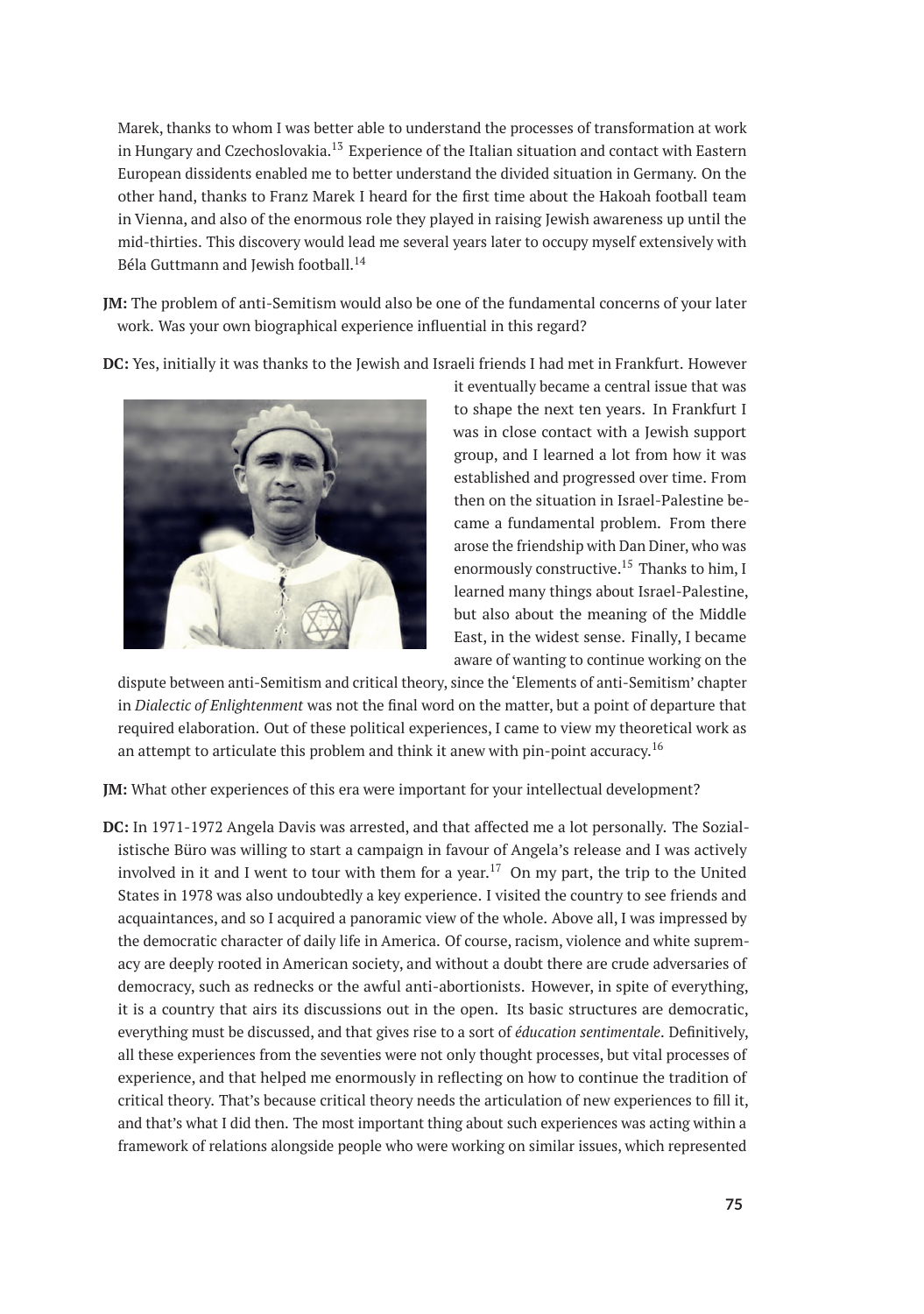Marek, thanks to whom I was better able to understand the processes of transformation at work in Hungary and Czechoslovakia.[13] Experience of the Italian situation and contact with Eastern European dissidents enabled me to better understand the divided situation in Germany. On the other hand, thanks to Franz Marek I heard for the first time about the Hakoah football team in Vienna, and also of the enormous role they played in raising Jewish awareness up until the mid-thirties. This discovery would lead me several years later to occupy myself extensively with Béla Guttmann and Jewish football.[14]

**JM:** The problem of anti-Semitism would also be one of the fundamental concerns of your later work. Was your own biographical experience influential in this regard?

**DC:** Yes, initially it was thanks to the Jewish and Israeli friends I had met in Frankfurt. However it eventually became a central issue that was to shape the next ten years. In Frankfurt I was in close contact with a Jewish support group, and I learned a lot from how it was established and progressed over time. From then on the situation in Israel-Palestine became a fundamental problem. From there arose the friendship with Dan Diner, who was enormously constructive.[15] Thanks to him, I learned many things about Israel-Palestine, but also about the meaning of the Middle East, in the widest sense. Finally, I became aware of wanting to continue working on the dispute between anti-Semitism and critical theory, since the 'Elements of anti-Semitism' chapter in *Dialectic of Enlightenment* was not the final word on the matter, but a point of departure that required elaboration. Out of these political experiences, I came to view my theoretical work as an attempt to articulate this problem and think it anew with pin-point accuracy.[16]

**JM:** What other experiences of this era were important for your intellectual development?

**DC:** In 1971-1972 Angela Davis was arrested, and that affected me a lot personally. The Sozialistische Büro was willing to start a campaign in favour of Angela's release and I was actively involved in it and I went to tour with them for a year.[17] On my part, the trip to the United States in 1978 was also undoubtedly a key experience. I visited the country to see friends and acquaintances, and so I acquired a panoramic view of the whole. Above all, I was impressed by the democratic character of daily life in America. Of course, racism, violence and white supremacy are deeply rooted in American society, and without a doubt there are crude adversaries of democracy, such as rednecks or the awful anti-abortionists. However, in spite of everything, it is a country that airs its discussions out in the open. Its basic structures are democratic, everything must be discussed, and that gives rise to a sort of *éducation sentimentale*. Definitively, all these experiences from the seventies were not only thought processes, but vital processes of experience, and that helped me enormously in reflecting on how to continue the tradition of critical theory. That's because critical theory needs the articulation of new experiences to fill it, and that's what I did then. The most important thing about such experiences was acting within a framework of relations alongside people who were working on similar issues, which represented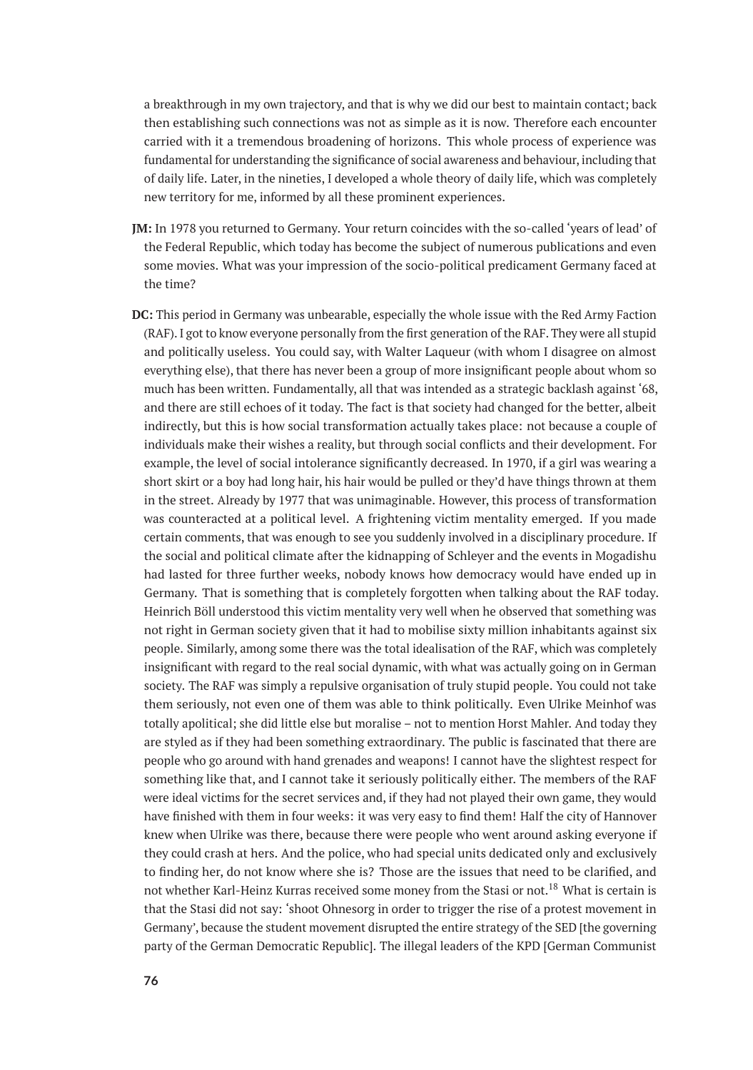a breakthrough in my own trajectory, and that is why we did our best to maintain contact; back then establishing such connections was not as simple as it is now. Therefore each encounter carried with it a tremendous broadening of horizons. This whole process of experience was fundamental for understanding the significance of social awareness and behaviour, including that of daily life. Later, in the nineties, I developed a whole theory of daily life, which was completely new territory for me, informed by all these prominent experiences.

**JM:** In 1978 you returned to Germany. Your return coincides with the so-called 'years of lead' of the Federal Republic, which today has become the subject of numerous publications and even some movies. What was your impression of the socio-political predicament Germany faced at the time?

**DC:** This period in Germany was unbearable, especially the whole issue with the Red Army Faction (RAF). I got to know everyone personally from the first generation of the RAF. They were all stupid and politically useless. You could say, with Walter Laqueur (with whom I disagree on almost everything else), that there has never been a group of more insignificant people about whom so much has been written. Fundamentally, all that was intended as a strategic backlash against '68, and there are still echoes of it today. The fact is that society had changed for the better, albeit indirectly, but this is how social transformation actually takes place: not because a couple of individuals make their wishes a reality, but through social conflicts and their development. For example, the level of social intolerance significantly decreased. In 1970, if a girl was wearing a short skirt or a boy had long hair, his hair would be pulled or they'd have things thrown at them in the street. Already by 1977 that was unimaginable. However, this process of transformation was counteracted at a political level. A frightening victim mentality emerged. If you made certain comments, that was enough to see you suddenly involved in a disciplinary procedure. If the social and political climate after the kidnapping of Schleyer and the events in Mogadishu had lasted for three further weeks, nobody knows how democracy would have ended up in Germany. That is something that is completely forgotten when talking about the RAF today. Heinrich Böll understood this victim mentality very well when he observed that something was not right in German society given that it had to mobilise sixty million inhabitants against six people. Similarly, among some there was the total idealisation of the RAF, which was completely insignificant with regard to the real social dynamic, with what was actually going on in German society. The RAF was simply a repulsive organisation of truly stupid people. You could not take them seriously, not even one of them was able to think politically. Even Ulrike Meinhof was totally apolitical; she did little else but moralise – not to mention Horst Mahler. And today they are styled as if they had been something extraordinary. The public is fascinated that there are people who go around with hand grenades and weapons! I cannot have the slightest respect for something like that, and I cannot take it seriously politically either. The members of the RAF were ideal victims for the secret services and, if they had not played their own game, they would have finished with them in four weeks: it was very easy to find them! Half the city of Hannover knew when Ulrike was there, because there were people who went around asking everyone if they could crash at hers. And the police, who had special units dedicated only and exclusively to finding her, do not know where she is? Those are the issues that need to be clarified, and not whether Karl-Heinz Kurras received some money from the Stasi or not.[18] What is certain is that the Stasi did not say: 'shoot Ohnesorg in order to trigger the rise of a protest movement in Germany', because the student movement disrupted the entire strategy of the SED [the governing party of the German Democratic Republic]. The illegal leaders of the KPD [German Communist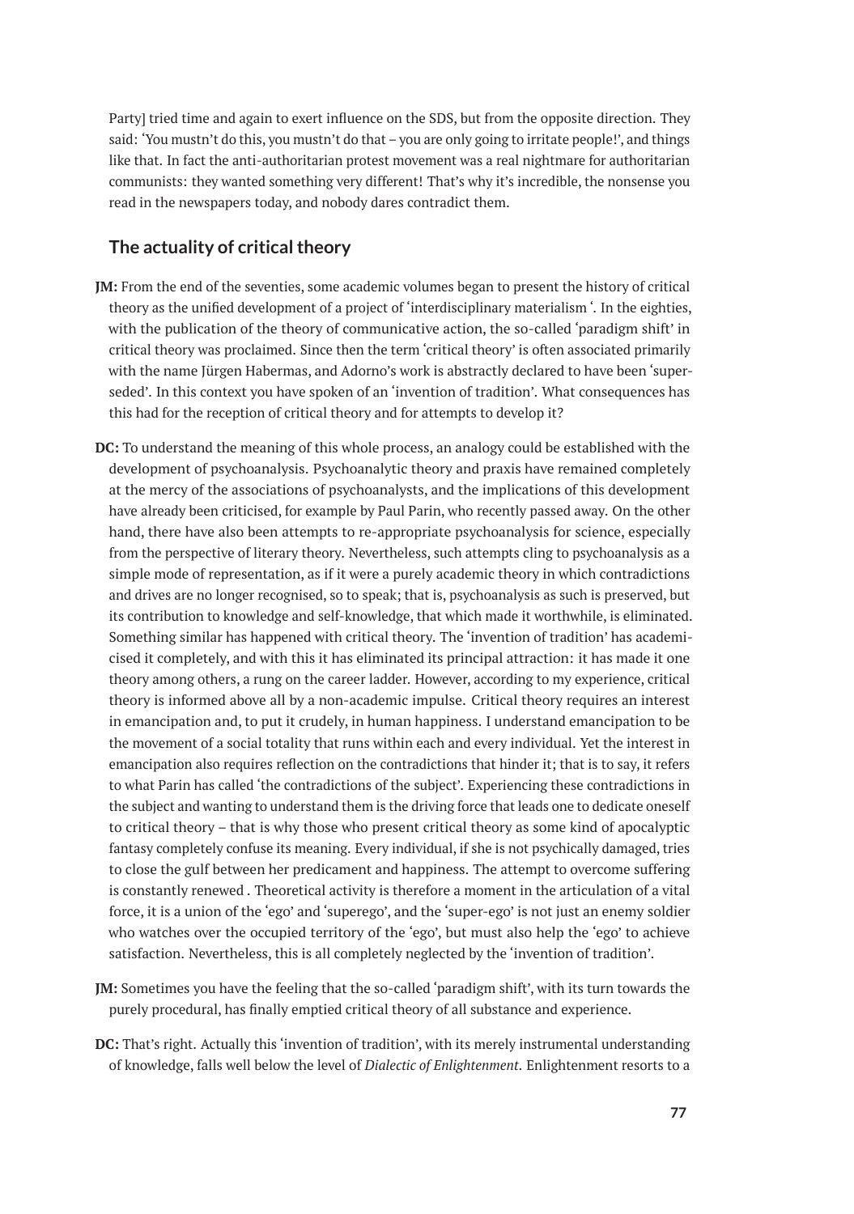Party] tried time and again to exert influence on the SDS, but from the opposite direction. They said: 'You mustn't do this, you mustn't do that – you are only going to irritate people!', and things like that. In fact the anti-authoritarian protest movement was a real nightmare for authoritarian communists: they wanted something very different! That's why it's incredible, the nonsense you read in the newspapers today, and nobody dares contradict them.

## The actuality of critical theory

**JM:** From the end of the seventies, some academic volumes began to present the history of critical theory as the unified development of a project of 'interdisciplinary materialism '. In the eighties, with the publication of the theory of communicative action, the so-called 'paradigm shift' in critical theory was proclaimed. Since then the term 'critical theory' is often associated primarily with the name Jürgen Habermas, and Adorno's work is abstractly declared to have been 'superseded'. In this context you have spoken of an 'invention of tradition'. What consequences has this had for the reception of critical theory and for attempts to develop it?

**DC:** To understand the meaning of this whole process, an analogy could be established with the development of psychoanalysis. Psychoanalytic theory and praxis have remained completely at the mercy of the associations of psychoanalysts, and the implications of this development have already been criticised, for example by Paul Parin, who recently passed away. On the other hand, there have also been attempts to re-appropriate psychoanalysis for science, especially from the perspective of literary theory. Nevertheless, such attempts cling to psychoanalysis as a simple mode of representation, as if it were a purely academic theory in which contradictions and drives are no longer recognised, so to speak; that is, psychoanalysis as such is preserved, but its contribution to knowledge and self-knowledge, that which made it worthwhile, is eliminated. Something similar has happened with critical theory. The 'invention of tradition' has academicised it completely, and with this it has eliminated its principal attraction: it has made it one theory among others, a rung on the career ladder. However, according to my experience, critical theory is informed above all by a non-academic impulse. Critical theory requires an interest in emancipation and, to put it crudely, in human happiness. I understand emancipation to be the movement of a social totality that runs within each and every individual. Yet the interest in emancipation also requires reflection on the contradictions that hinder it; that is to say, it refers to what Parin has called 'the contradictions of the subject'. Experiencing these contradictions in the subject and wanting to understand them is the driving force that leads one to dedicate oneself to critical theory – that is why those who present critical theory as some kind of apocalyptic fantasy completely confuse its meaning. Every individual, if she is not psychically damaged, tries to close the gulf between her predicament and happiness. The attempt to overcome suffering is constantly renewed . Theoretical activity is therefore a moment in the articulation of a vital force, it is a union of the 'ego' and 'superego', and the 'super-ego' is not just an enemy soldier who watches over the occupied territory of the 'ego', but must also help the 'ego' to achieve satisfaction. Nevertheless, this is all completely neglected by the 'invention of tradition'.

**JM:** Sometimes you have the feeling that the so-called 'paradigm shift', with its turn towards the purely procedural, has finally emptied critical theory of all substance and experience.

**DC:** That's right. Actually this 'invention of tradition', with its merely instrumental understanding of knowledge, falls well below the level of *Dialectic of Enlightenment*. Enlightenment resorts to a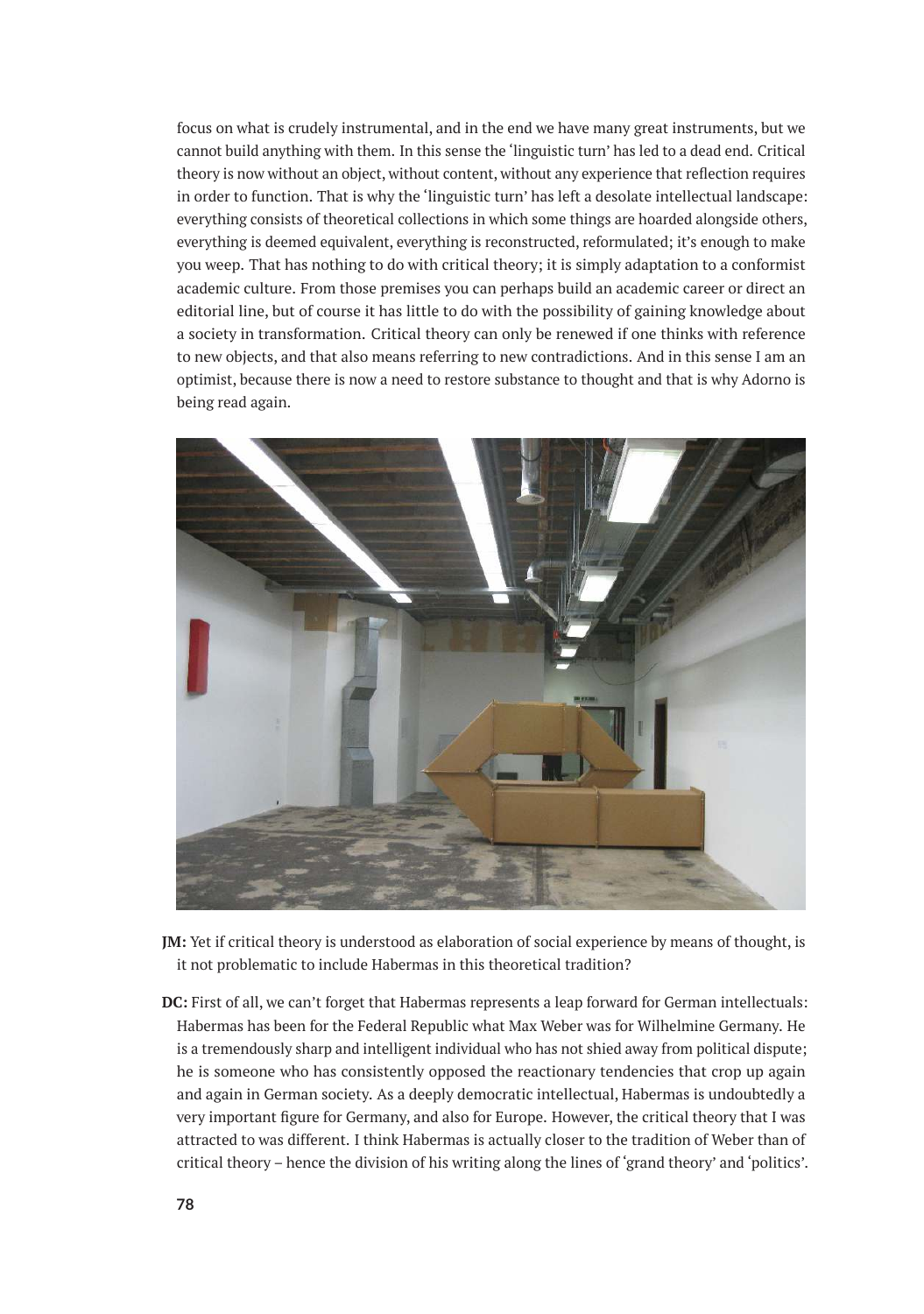focus on what is crudely instrumental, and in the end we have many great instruments, but we cannot build anything with them. In this sense the 'linguistic turn' has led to a dead end. Critical theory is now without an object, without content, without any experience that reflection requires in order to function. That is why the 'linguistic turn' has left a desolate intellectual landscape: everything consists of theoretical collections in which some things are hoarded alongside others, everything is deemed equivalent, everything is reconstructed, reformulated; it's enough to make you weep. That has nothing to do with critical theory; it is simply adaptation to a conformist academic culture. From those premises you can perhaps build an academic career or direct an editorial line, but of course it has little to do with the possibility of gaining knowledge about a society in transformation. Critical theory can only be renewed if one thinks with reference to new objects, and that also means referring to new contradictions. And in this sense I am an optimist, because there is now a need to restore substance to thought and that is why Adorno is being read again.

**JM:** Yet if critical theory is understood as elaboration of social experience by means of thought, is it not problematic to include Habermas in this theoretical tradition?

**DC:** First of all, we can't forget that Habermas represents a leap forward for German intellectuals: Habermas has been for the Federal Republic what Max Weber was for Wilhelmine Germany. He is a tremendously sharp and intelligent individual who has not shied away from political dispute; he is someone who has consistently opposed the reactionary tendencies that crop up again and again in German society. As a deeply democratic intellectual, Habermas is undoubtedly a very important figure for Germany, and also for Europe. However, the critical theory that I was attracted to was different. I think Habermas is actually closer to the tradition of Weber than of critical theory – hence the division of his writing along the lines of 'grand theory' and 'politics'.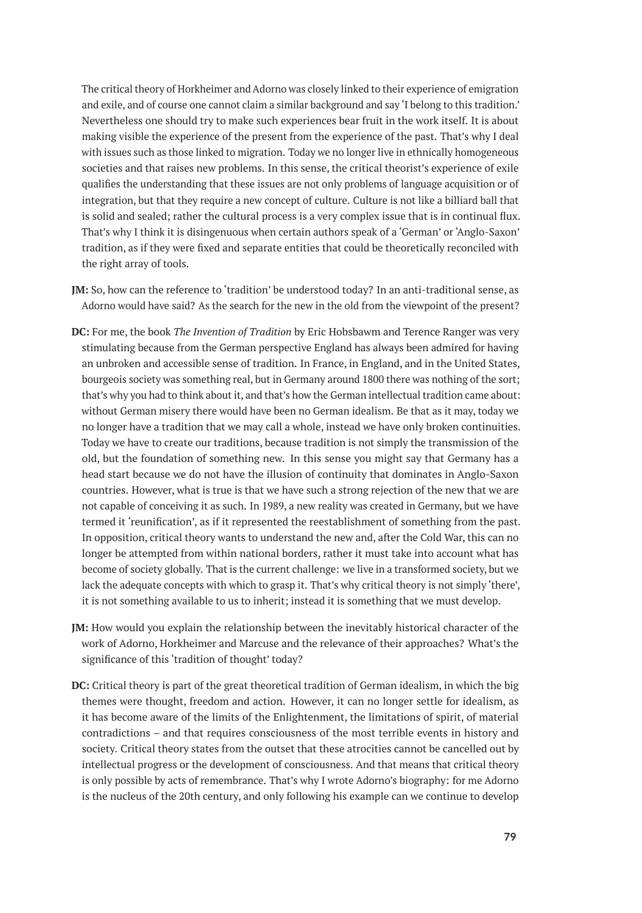The critical theory of Horkheimer and Adorno was closely linked to their experience of emigration and exile, and of course one cannot claim a similar background and say 'I belong to this tradition.' Nevertheless one should try to make such experiences bear fruit in the work itself. It is about making visible the experience of the present from the experience of the past. That's why I deal with issues such as those linked to migration. Today we no longer live in ethnically homogeneous societies and that raises new problems. In this sense, the critical theorist's experience of exile qualifies the understanding that these issues are not only problems of language acquisition or of integration, but that they require a new concept of culture. Culture is not like a billiard ball that is solid and sealed; rather the cultural process is a very complex issue that is in continual flux. That's why I think it is disingenuous when certain authors speak of a 'German' or 'Anglo-Saxon' tradition, as if they were fixed and separate entities that could be theoretically reconciled with the right array of tools.

**JM:** So, how can the reference to 'tradition' be understood today? In an anti-traditional sense, as Adorno would have said? As the search for the new in the old from the viewpoint of the present?

**DC:** For me, the book *The Invention of Tradition* by Eric Hobsbawm and Terence Ranger was very stimulating because from the German perspective England has always been admired for having an unbroken and accessible sense of tradition. In France, in England, and in the United States, bourgeois society was something real, but in Germany around 1800 there was nothing of the sort; that's why you had to think about it, and that's how the German intellectual tradition came about: without German misery there would have been no German idealism. Be that as it may, today we no longer have a tradition that we may call a whole, instead we have only broken continuities. Today we have to create our traditions, because tradition is not simply the transmission of the old, but the foundation of something new. In this sense you might say that Germany has a head start because we do not have the illusion of continuity that dominates in Anglo-Saxon countries. However, what is true is that we have such a strong rejection of the new that we are not capable of conceiving it as such. In 1989, a new reality was created in Germany, but we have termed it 'reunification', as if it represented the reestablishment of something from the past. In opposition, critical theory wants to understand the new and, after the Cold War, this can no longer be attempted from within national borders, rather it must take into account what has become of society globally. That is the current challenge: we live in a transformed society, but we lack the adequate concepts with which to grasp it. That's why critical theory is not simply 'there', it is not something available to us to inherit; instead it is something that we must develop.

**JM:** How would you explain the relationship between the inevitably historical character of the work of Adorno, Horkheimer and Marcuse and the relevance of their approaches? What's the significance of this 'tradition of thought' today?

**DC:** Critical theory is part of the great theoretical tradition of German idealism, in which the big themes were thought, freedom and action. However, it can no longer settle for idealism, as it has become aware of the limits of the Enlightenment, the limitations of spirit, of material contradictions – and that requires consciousness of the most terrible events in history and society. Critical theory states from the outset that these atrocities cannot be cancelled out by intellectual progress or the development of consciousness. And that means that critical theory is only possible by acts of remembrance. That's why I wrote Adorno's biography: for me Adorno is the nucleus of the 20th century, and only following his example can we continue to develop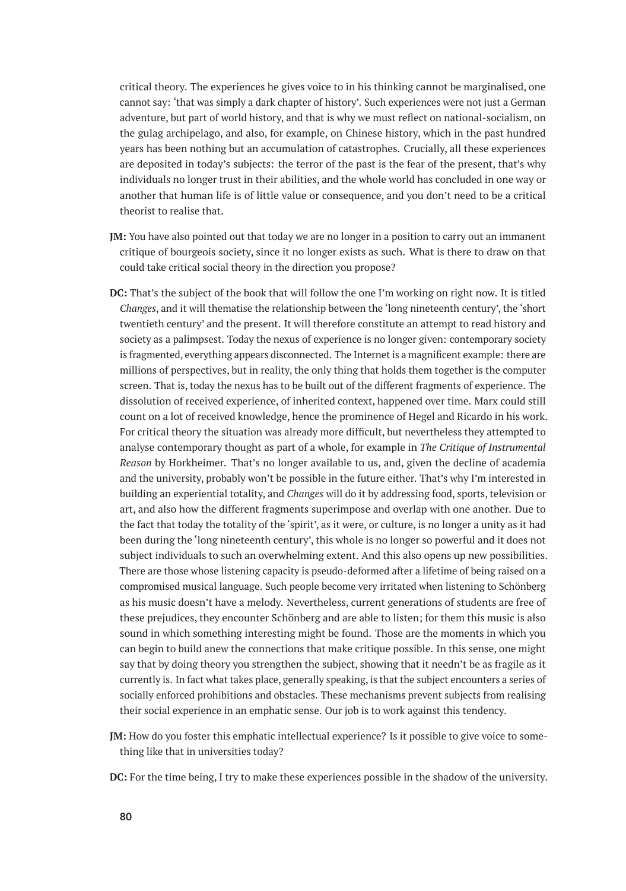critical theory. The experiences he gives voice to in his thinking cannot be marginalised, one cannot say: 'that was simply a dark chapter of history'. Such experiences were not just a German adventure, but part of world history, and that is why we must reflect on national-socialism, on the gulag archipelago, and also, for example, on Chinese history, which in the past hundred years has been nothing but an accumulation of catastrophes. Crucially, all these experiences are deposited in today's subjects: the terror of the past is the fear of the present, that's why individuals no longer trust in their abilities, and the whole world has concluded in one way or another that human life is of little value or consequence, and you don't need to be a critical theorist to realise that.

**JM:** You have also pointed out that today we are no longer in a position to carry out an immanent critique of bourgeois society, since it no longer exists as such. What is there to draw on that could take critical social theory in the direction you propose?

**DC:** That's the subject of the book that will follow the one I'm working on right now. It is titled *Changes*, and it will thematise the relationship between the 'long nineteenth century', the 'short twentieth century' and the present. It will therefore constitute an attempt to read history and society as a palimpsest. Today the nexus of experience is no longer given: contemporary society is fragmented, everything appears disconnected. The Internet is a magnificent example: there are millions of perspectives, but in reality, the only thing that holds them together is the computer screen. That is, today the nexus has to be built out of the different fragments of experience. The dissolution of received experience, of inherited context, happened over time. Marx could still count on a lot of received knowledge, hence the prominence of Hegel and Ricardo in his work. For critical theory the situation was already more difficult, but nevertheless they attempted to analyse contemporary thought as part of a whole, for example in *The Critique of Instrumental Reason* by Horkheimer. That's no longer available to us, and, given the decline of academia and the university, probably won't be possible in the future either. That's why I'm interested in building an experiential totality, and *Changes* will do it by addressing food, sports, television or art, and also how the different fragments superimpose and overlap with one another. Due to the fact that today the totality of the 'spirit', as it were, or culture, is no longer a unity as it had been during the 'long nineteenth century', this whole is no longer so powerful and it does not subject individuals to such an overwhelming extent. And this also opens up new possibilities. There are those whose listening capacity is pseudo-deformed after a lifetime of being raised on a compromised musical language. Such people become very irritated when listening to Schönberg as his music doesn't have a melody. Nevertheless, current generations of students are free of these prejudices, they encounter Schönberg and are able to listen; for them this music is also sound in which something interesting might be found. Those are the moments in which you can begin to build anew the connections that make critique possible. In this sense, one might say that by doing theory you strengthen the subject, showing that it needn't be as fragile as it currently is. In fact what takes place, generally speaking, is that the subject encounters a series of socially enforced prohibitions and obstacles. These mechanisms prevent subjects from realising their social experience in an emphatic sense. Our job is to work against this tendency.

**JM:** How do you foster this emphatic intellectual experience? Is it possible to give voice to something like that in universities today?

**DC:** For the time being, I try to make these experiences possible in the shadow of the university.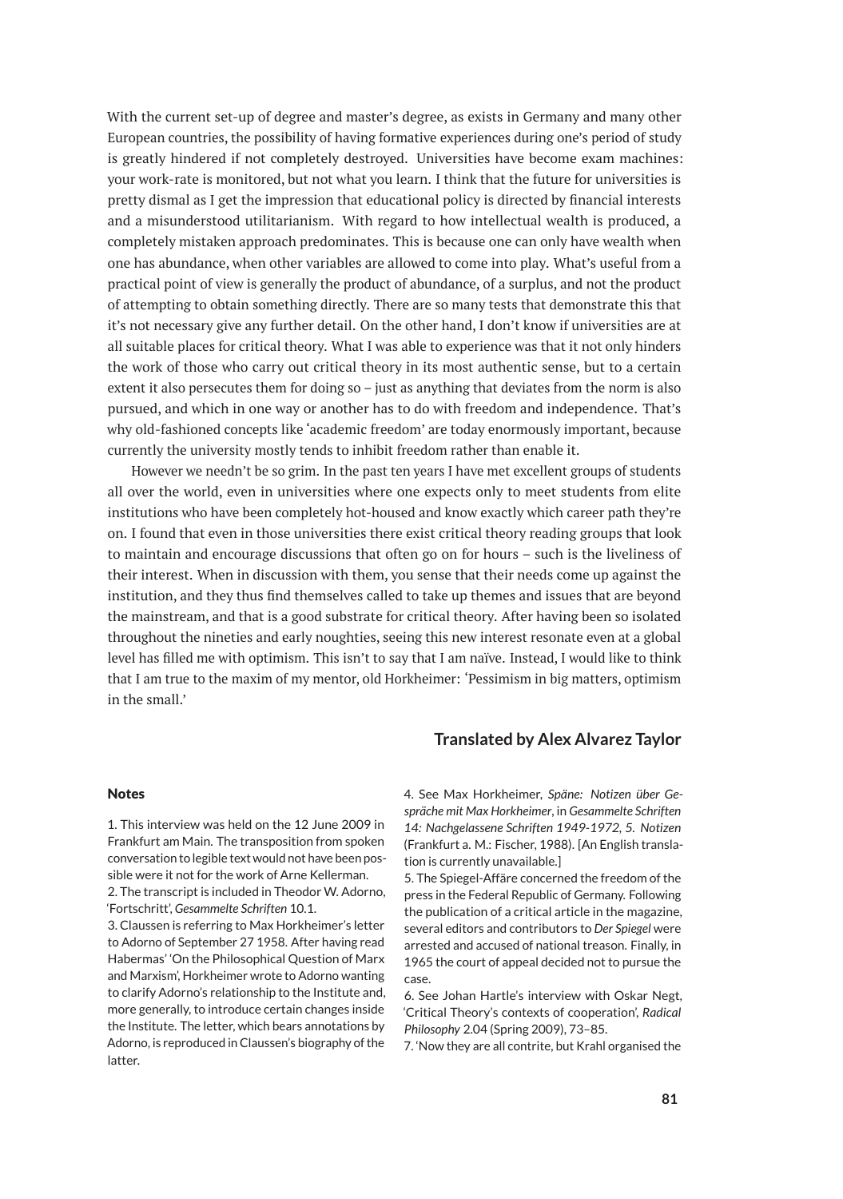With the current set-up of degree and master's degree, as exists in Germany and many other European countries, the possibility of having formative experiences during one's period of study is greatly hindered if not completely destroyed. Universities have become exam machines: your work-rate is monitored, but not what you learn. I think that the future for universities is pretty dismal as I get the impression that educational policy is directed by financial interests and a misunderstood utilitarianism. With regard to how intellectual wealth is produced, a completely mistaken approach predominates. This is because one can only have wealth when one has abundance, when other variables are allowed to come into play. What's useful from a practical point of view is generally the product of abundance, of a surplus, and not the product of attempting to obtain something directly. There are so many tests that demonstrate this that it's not necessary give any further detail. On the other hand, I don't know if universities are at all suitable places for critical theory. What I was able to experience was that it not only hinders the work of those who carry out critical theory in its most authentic sense, but to a certain extent it also persecutes them for doing so – just as anything that deviates from the norm is also pursued, and which in one way or another has to do with freedom and independence. That's why old-fashioned concepts like 'academic freedom' are today enormously important, because currently the university mostly tends to inhibit freedom rather than enable it.

However we needn't be so grim. In the past ten years I have met excellent groups of students all over the world, even in universities where one expects only to meet students from elite institutions who have been completely hot-housed and know exactly which career path they're on. I found that even in those universities there exist critical theory reading groups that look to maintain and encourage discussions that often go on for hours – such is the liveliness of their interest. When in discussion with them, you sense that their needs come up against the institution, and they thus find themselves called to take up themes and issues that are beyond the mainstream, and that is a good substrate for critical theory. After having been so isolated throughout the nineties and early noughties, seeing this new interest resonate even at a global level has filled me with optimism. This isn't to say that I am naïve. Instead, I would like to think that I am true to the maxim of my mentor, old Horkheimer: 'Pessimism in big matters, optimism in the small.'

**Translated by Alex Alvarez Taylor**

#### Notes

1. This interview was held on the 12 June 2009 in Frankfurt am Main. The transposition from spoken conversation to legible text would not have been possible were it not for the work of Arne Kellerman.

2. The transcript is included in Theodor W. Adorno, 'Fortschritt', *Gesammelte Schriften* 10.1.

3. Claussen is referring to Max Horkheimer's letter to Adorno of September 27 1958. After having read Habermas' 'On the Philosophical Question of Marx and Marxism', Horkheimer wrote to Adorno wanting to clarify Adorno's relationship to the Institute and, more generally, to introduce certain changes inside the Institute. The letter, which bears annotations by Adorno, is reproduced in Claussen's biography of the latter.

4. See Max Horkheimer, *Späne: Notizen über Gespräche mit Max Horkheimer*, in *Gesammelte Schriften 14: Nachgelassene Schriften 1949-1972, 5. Notizen* (Frankfurt a. M.: Fischer, 1988). [An English translation is currently unavailable.]

5. The Spiegel-Affäre concerned the freedom of the press in the Federal Republic of Germany. Following the publication of a critical article in the magazine, several editors and contributors to *Der Spiegel* were arrested and accused of national treason. Finally, in 1965 the court of appeal decided not to pursue the case.

6. See Johan Hartle's interview with Oskar Negt, 'Critical Theory's contexts of cooperation', *Radical Philosophy* 2.04 (Spring 2009), 73–85.

7. 'Now they are all contrite, but Krahl organised the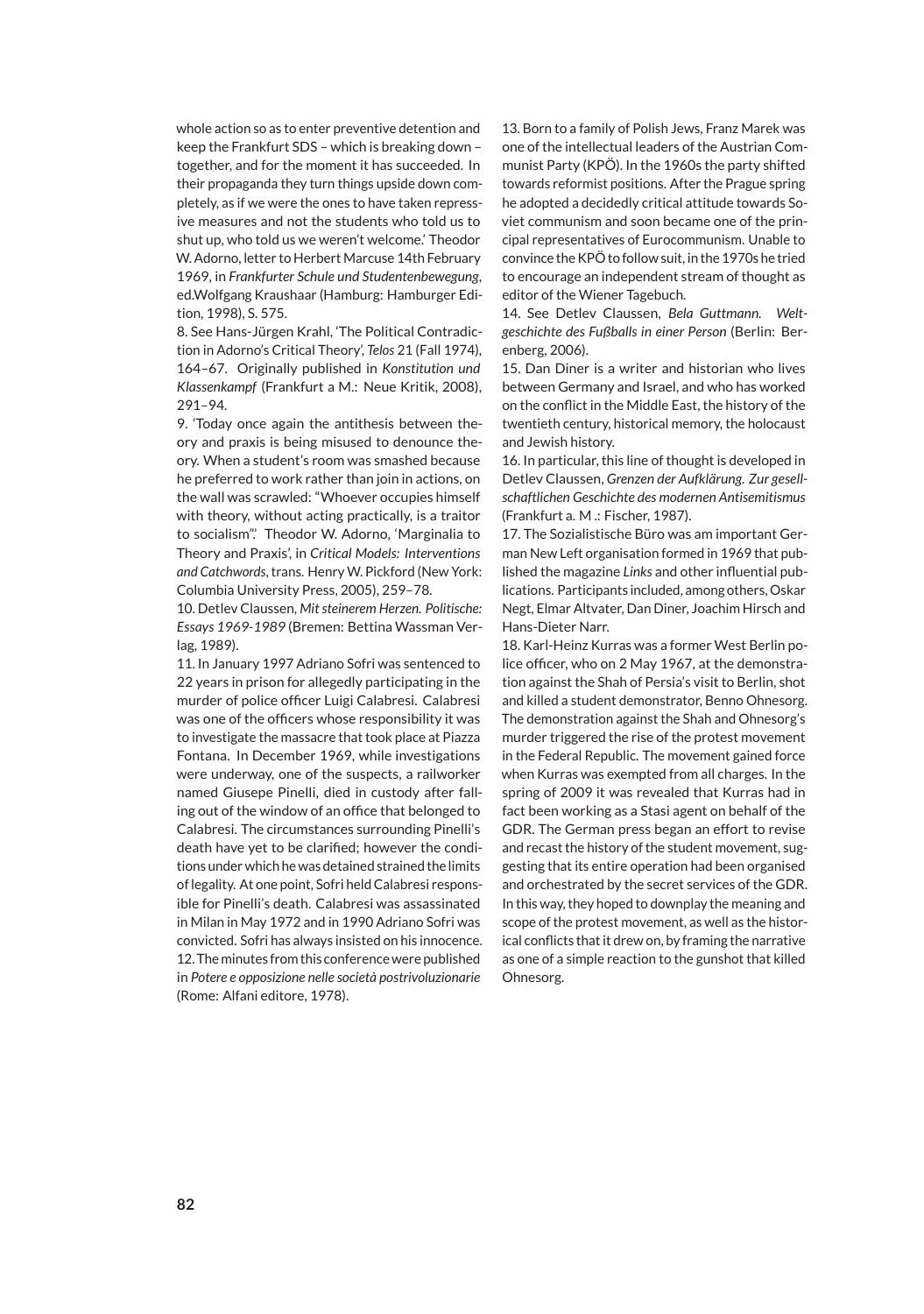whole action so as to enter preventive detention and keep the Frankfurt SDS – which is breaking down – together, and for the moment it has succeeded. In their propaganda they turn things upside down completely, as if we were the ones to have taken repressive measures and not the students who told us to shut up, who told us we weren't welcome.' Theodor W. Adorno, letter to Herbert Marcuse 14th February 1969, in *Frankfurter Schule und Studentenbewegung*, ed.Wolfgang Kraushaar (Hamburg: Hamburger Edition, 1998), S. 575.

8. See Hans-Jürgen Krahl, 'The Political Contradiction in Adorno's Critical Theory', *Telos* 21 (Fall 1974), 164–67. Originally published in *Konstitution und Klassenkampf* (Frankfurt a M.: Neue Kritik, 2008), 291–94.

9. 'Today once again the antithesis between theory and praxis is being misused to denounce theory. When a student's room was smashed because he preferred to work rather than join in actions, on the wall was scrawled: "Whoever occupies himself with theory, without acting practically, is a traitor to socialism"'. Theodor W. Adorno, 'Marginalia to Theory and Praxis', in *Critical Models: Interventions and Catchwords*, trans. Henry W. Pickford (New York: Columbia University Press, 2005), 259–78.

10. Detlev Claussen, *Mit steinerem Herzen. Politische: Essays 1969-1989* (Bremen: Bettina Wassman Verlag, 1989).

11. In January 1997 Adriano Sofri was sentenced to 22 years in prison for allegedly participating in the murder of police officer Luigi Calabresi. Calabresi was one of the officers whose responsibility it was to investigate the massacre that took place at Piazza Fontana. In December 1969, while investigations were underway, one of the suspects, a railworker named Giusepe Pinelli, died in custody after falling out of the window of an office that belonged to Calabresi. The circumstances surrounding Pinelli's death have yet to be clarified; however the conditions under which he was detained strained the limits of legality. At one point, Sofri held Calabresi responsible for Pinelli's death. Calabresi was assassinated in Milan in May 1972 and in 1990 Adriano Sofri was convicted. Sofri has always insisted on his innocence.

12. The minutes from this conference were published in *Potere e opposizione nelle società postrivoluzionarie* (Rome: Alfani editore, 1978).

13. Born to a family of Polish Jews, Franz Marek was one of the intellectual leaders of the Austrian Communist Party (KPÖ). In the 1960s the party shifted towards reformist positions. After the Prague spring he adopted a decidedly critical attitude towards Soviet communism and soon became one of the principal representatives of Eurocommunism. Unable to convince the KPÖ to follow suit, in the 1970s he tried to encourage an independent stream of thought as editor of the Wiener Tagebuch.

14. See Detlev Claussen, *Bela Guttmann. Weltgeschichte des Fußballs in einer Person* (Berlin: Berenberg, 2006).

15. Dan Diner is a writer and historian who lives between Germany and Israel, and who has worked on the conflict in the Middle East, the history of the twentieth century, historical memory, the holocaust and Jewish history.

16. In particular, this line of thought is developed in Detlev Claussen, *Grenzen der Aufklärung. Zur gesellschaftlichen Geschichte des modernen Antisemitismus* (Frankfurt a. M .: Fischer, 1987).

17. The Sozialistische Büro was an important German New Left organisation formed in 1969 that published the magazine *Links* and other influential publications. Participants included, among others, Oskar Negt, Elmar Altvater, Dan Diner, Joachim Hirsch and Hans-Dieter Narr.

18. Karl-Heinz Kurras was a former West Berlin police officer, who on 2 May 1967, at the demonstration against the Shah of Persia's visit to Berlin, shot and killed a student demonstrator, Benno Ohnesorg. The demonstration against the Shah and Ohnesorg's murder triggered the rise of the protest movement in the Federal Republic. The movement gained force when Kurras was exempted from all charges. In the spring of 2009 it was revealed that Kurras had in fact been working as a Stasi agent on behalf of the GDR. The German press began an effort to revise and recast the history of the student movement, suggesting that its entire operation had been organised and orchestrated by the secret services of the GDR. In this way, they hoped to downplay the meaning and scope of the protest movement, as well as the historical conflicts that it drew on, by framing the narrative as one of a simple reaction to the gunshot that killed Ohnesorg.